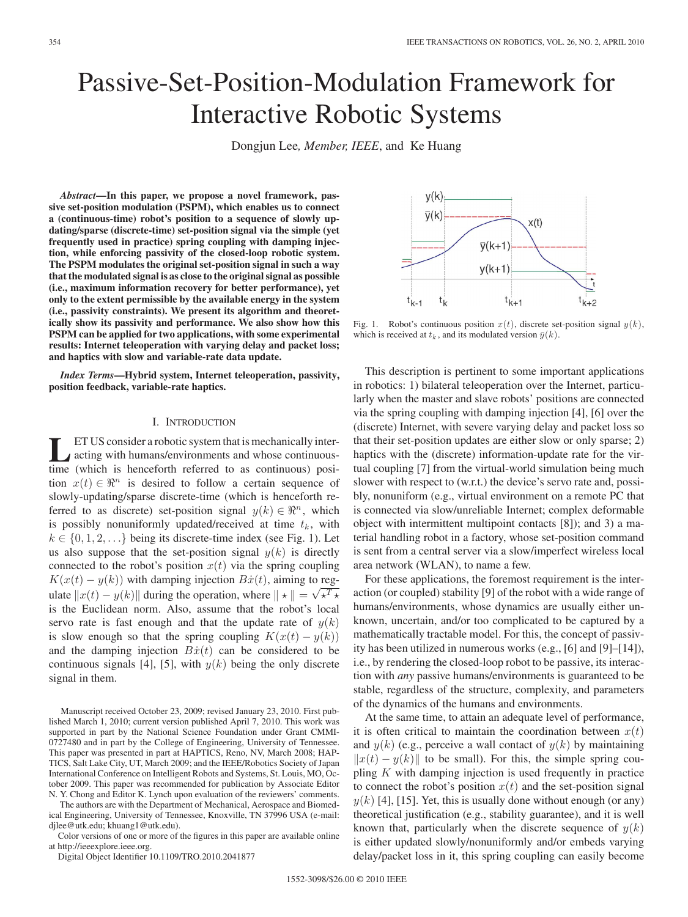# Passive-Set-Position-Modulation Framework for Interactive Robotic Systems

Dongjun Lee, *Member, IEEE*, and Ke Huang

***Abstract*—In this paper, we propose a novel framework, passive set-position modulation (PSPM), which enables us to connect a (continuous-time) robot's position to a sequence of slowly updating/sparse (discrete-time) set-position signal via the simple (yet frequently used in practice) spring coupling with damping injection, while enforcing passivity of the closed-loop robotic system. The PSPM modulates the original set-position signal in such a way that the modulated signal is as close to the original signal as possible (i.e., maximum information recovery for better performance), yet only to the extent permissible by the available energy in the system (i.e., passivity constraints). We present its algorithm and theoretically show its passivity and performance. We also show how this PSPM can be applied for two applications, with some experimental results: Internet teleoperation with varying delay and packet loss; and haptics with slow and variable-rate data update.**

***Index Terms*—Hybrid system, Internet teleoperation, passivity, position feedback, variable-rate haptics.**

## I. Introduction

Let us consider a robotic system that is mechanically interacting with humans/environments and whose continuous-time (which is henceforth referred to as continuous) position $x(t) \in \Re^n$ is desired to follow a certain sequence of slowly-updating/sparse discrete-time (which is henceforth referred to as discrete) set-position signal $y(k) \in \Re^n$, which is possibly nonuniformly updated/received at time $t_k$, with $k \in \{0, 1, 2, \ldots\}$ being its discrete-time index (see Fig. 1). Let us also suppose that the set-position signal $y(k)$ is directly connected to the robot's position $x(t)$ via the spring coupling $K(x(t) - y(k))$ with damping injection $B\dot{x}(t)$, aiming to regulate $\|x(t) - y(k)\|$ during the operation, where $\| \star \| = \sqrt{\star^T \star}$ is the Euclidean norm. Also, assume that the robot's local servo rate is fast enough and that the update rate of $y(k)$ is slow enough so that the spring coupling $K(x(t) - y(k))$ and the damping injection $B\dot{x}(t)$ can be considered to be continuous signals [4], [5], with $y(k)$ being the only discrete signal in them.

Fig. 1. Robot's continuous position $x(t)$, discrete set-position signal $y(k)$, which is received at $t_k$, and its modulated version $\bar{y}(k)$.

This description is pertinent to some important applications in robotics: 1) bilateral teleoperation over the Internet, particularly when the master and slave robots' positions are connected via the spring coupling with damping injection [4], [6] over the (discrete) Internet, with severe varying delay and packet loss so that their set-position updates are either slow or only sparse; 2) haptics with the (discrete) information-update rate for the virtual coupling [7] from the virtual-world simulation being much slower with respect to (w.r.t.) the device's servo rate and, possibly, nonuniform (e.g., virtual environment on a remote PC that is connected via slow/unreliable Internet; complex deformable object with intermittent multipoint contacts [8]); and 3) a material handling robot in a factory, whose set-position command is sent from a central server via a slow/imperfect wireless local area network (WLAN), to name a few.

For these applications, the foremost requirement is the interaction (or coupled) stability [9] of the robot with a wide range of humans/environments, whose dynamics are usually either unknown, uncertain, and/or too complicated to be captured by a mathematically tractable model. For this, the concept of passivity has been utilized in numerous works (e.g., [6] and [9]–[14]), i.e., by rendering the closed-loop robot to be passive, its interaction with *any* passive humans/environments is guaranteed to be stable, regardless of the structure, complexity, and parameters of the dynamics of the humans and environments.

At the same time, to attain an adequate level of performance, it is often critical to maintain the coordination between $x(t)$ and $y(k)$ (e.g., perceive a wall contact of $y(k)$ by maintaining $\|x(t) - y(k)\|$ to be small). For this, the simple spring coupling $K$ with damping injection is used frequently in practice to connect the robot's position $x(t)$ and the set-position signal $y(k)$ [4], [15]. Yet, this is usually done without enough (or any) theoretical justification (e.g., stability guarantee), and it is well known that, particularly when the discrete sequence of $y(k)$ is either updated slowly/nonuniformly and/or embeds varying delay/packet loss in it, this spring coupling can easily become

Manuscript received October 23, 2009; revised January 23, 2010. First published March 1, 2010; current version published April 7, 2010. This work was supported in part by the National Science Foundation under Grant CMMI-0727480 and in part by the College of Engineering, University of Tennessee. This paper was presented in part at HAPTICS, Reno, NV, March 2008; HAPTICS, Salt Lake City, UT, March 2009; and the IEEE/Robotics Society of Japan International Conference on Intelligent Robots and Systems, St. Louis, MO, October 2009. This paper was recommended for publication by Associate Editor N. Y. Chong and Editor K. Lynch upon evaluation of the reviewers' comments.

The authors are with the Department of Mechanical, Aerospace and Biomedical Engineering, University of Tennessee, Knoxville, TN 37996 USA (e-mail: djlee@utk.edu; khuang1@utk.edu).

Color versions of one or more of the figures in this paper are available online at http://ieeexplore.ieee.org.

Digital Object Identifier 10.1109/TRO.2010.2041877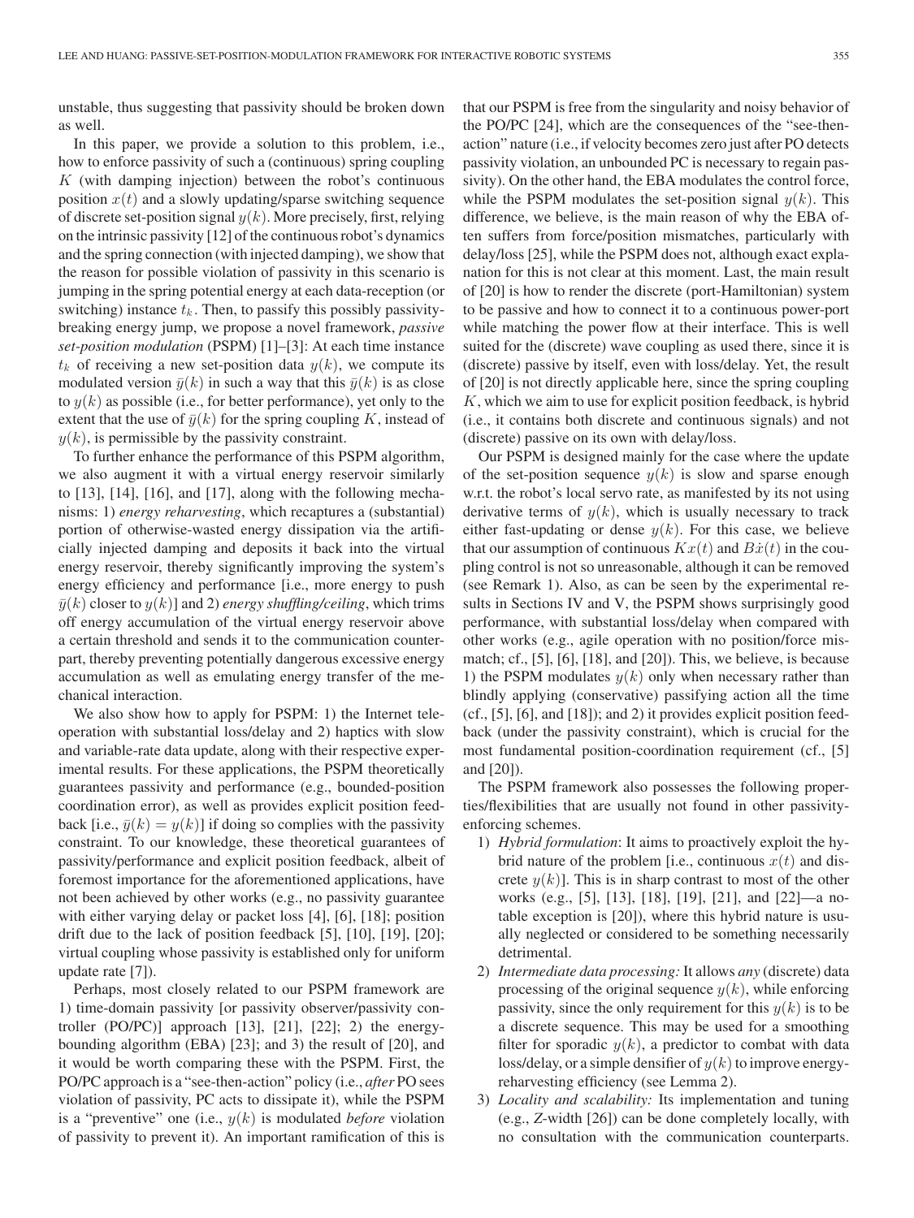unstable, thus suggesting that passivity should be broken down as well.

In this paper, we provide a solution to this problem, i.e., how to enforce passivity of such a (continuous) spring coupling $K$ (with damping injection) between the robot's continuous position $x(t)$ and a slowly updating/sparse switching sequence of discrete set-position signal $y(k)$. More precisely, first, relying on the intrinsic passivity [12] of the continuous robot's dynamics and the spring connection (with injected damping), we show that the reason for possible violation of passivity in this scenario is jumping in the spring potential energy at each data-reception (or switching) instance $t_k$. Then, to passify this possibly passivity-breaking energy jump, we propose a novel framework, *passive set-position modulation* (PSPM) [1]–[3]: At each time instance $t_k$ of receiving a new set-position data $y(k)$, we compute its modulated version $\bar{y}(k)$ in such a way that this $\bar{y}(k)$ is as close to $y(k)$ as possible (i.e., for better performance), yet only to the extent that the use of $\bar{y}(k)$ for the spring coupling $K$, instead of $y(k)$, is permissible by the passivity constraint.

To further enhance the performance of this PSPM algorithm, we also augment it with a virtual energy reservoir similarly to [13], [14], [16], and [17], along with the following mechanisms: 1) *energy reharvesting*, which recaptures a (substantial) portion of otherwise-wasted energy dissipation via the artificially injected damping and deposits it back into the virtual energy reservoir, thereby significantly improving the system's energy efficiency and performance [i.e., more energy to push $\bar{y}(k)$ closer to $y(k)$] and 2) *energy shuffling/ceiling*, which trims off energy accumulation of the virtual energy reservoir above a certain threshold and sends it to the communication counterpart, thereby preventing potentially dangerous excessive energy accumulation as well as emulating energy transfer of the mechanical interaction.

We also show how to apply for PSPM: 1) the Internet teleoperation with substantial loss/delay and 2) haptics with slow and variable-rate data update, along with their respective experimental results. For these applications, the PSPM theoretically guarantees passivity and performance (e.g., bounded-position coordination error), as well as provides explicit position feedback [i.e., $\bar{y}(k) = y(k)$] if doing so complies with the passivity constraint. To our knowledge, these theoretical guarantees of passivity/performance and explicit position feedback, albeit of foremost importance for the aforementioned applications, have not been achieved by other works (e.g., no passivity guarantee with either varying delay or packet loss [4], [6], [18]; position drift due to the lack of position feedback [5], [10], [19], [20]; virtual coupling whose passivity is established only for uniform update rate [7]).

Perhaps, most closely related to our PSPM framework are 1) time-domain passivity [or passivity observer/passivity controller (PO/PC)] approach [13], [21], [22]; 2) the energy-bounding algorithm (EBA) [23]; and 3) the result of [20], and it would be worth comparing these with the PSPM. First, the PO/PC approach is a "see-then-action" policy (i.e., *after* PO sees violation of passivity, PC acts to dissipate it), while the PSPM is a "preventive" one (i.e., $y(k)$ is modulated *before* violation of passivity to prevent it). An important ramification of this is that our PSPM is free from the singularity and noisy behavior of the PO/PC [24], which are the consequences of the "see-then-action" nature (i.e., if velocity becomes zero just after PO detects passivity violation, an unbounded PC is necessary to regain passivity). On the other hand, the EBA modulates the control force, while the PSPM modulates the set-position signal $y(k)$. This difference, we believe, is the main reason of why the EBA often suffers from force/position mismatches, particularly with delay/loss [25], while the PSPM does not, although exact explanation for this is not clear at this moment. Last, the main result of [20] is how to render the discrete (port-Hamiltonian) system to be passive and how to connect it to a continuous power-port while matching the power flow at their interface. This is well suited for the (discrete) wave coupling as used there, since it is (discrete) passive by itself, even with loss/delay. Yet, the result of [20] is not directly applicable here, since the spring coupling $K$, which we aim to use for explicit position feedback, is hybrid (i.e., it contains both discrete and continuous signals) and not (discrete) passive on its own with delay/loss.

Our PSPM is designed mainly for the case where the update of the set-position sequence $y(k)$ is slow and sparse enough w.r.t. the robot's local servo rate, as manifested by its not using derivative terms of $y(k)$, which is usually necessary to track either fast-updating or dense $y(k)$. For this case, we believe that our assumption of continuous $Kx(t)$ and $B\dot{x}(t)$ in the coupling control is not so unreasonable, although it can be removed (see Remark 1). Also, as can be seen by the experimental results in Sections IV and V, the PSPM shows surprisingly good performance, with substantial loss/delay when compared with other works (e.g., agile operation with no position/force mismatch; cf., [5], [6], [18], and [20]). This, we believe, is because 1) the PSPM modulates $y(k)$ only when necessary rather than blindly applying (conservative) passifying action all the time (cf., [5], [6], and [18]); and 2) it provides explicit position feedback (under the passivity constraint), which is crucial for the most fundamental position-coordination requirement (cf., [5] and [20]).

The PSPM framework also possesses the following properties/flexibilities that are usually not found in other passivity-enforcing schemes.

1) *Hybrid formulation*: It aims to proactively exploit the hybrid nature of the problem [i.e., continuous $x(t)$ and discrete $y(k)$]. This is in sharp contrast to most of the other works (e.g., [5], [13], [18], [19], [21], and [22]—a notable exception is [20]), where this hybrid nature is usually neglected or considered to be something necessarily detrimental.
2) *Intermediate data processing:* It allows *any* (discrete) data processing of the original sequence $y(k)$, while enforcing passivity, since the only requirement for this $y(k)$ is to be a discrete sequence. This may be used for a smoothing filter for sporadic $y(k)$, a predictor to combat with data loss/delay, or a simple densifier of $y(k)$ to improve energy-reharvesting efficiency (see Lemma 2).
3) *Locality and scalability:* Its implementation and tuning (e.g., Z-width [26]) can be done completely locally, with no consultation with the communication counterparts.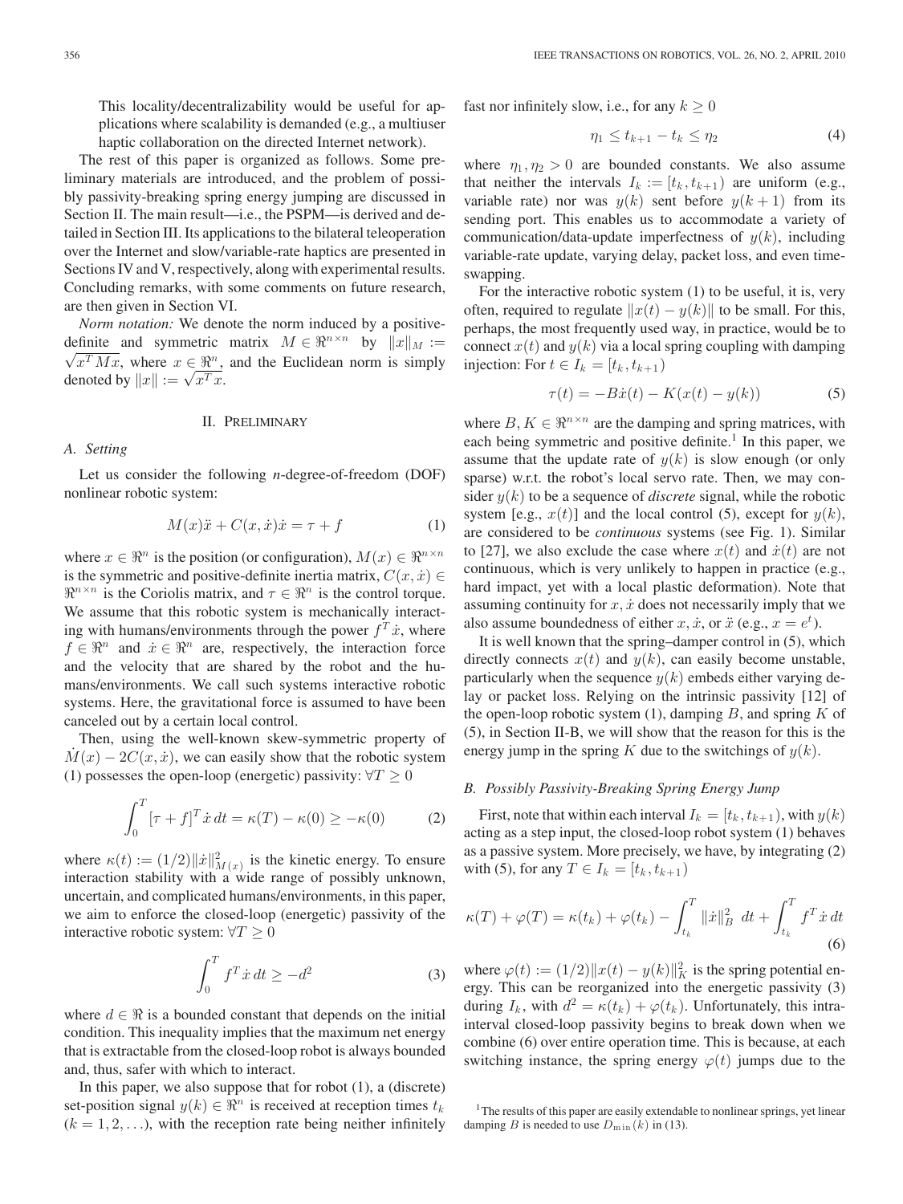This locality/decentralizability would be useful for applications where scalability is demanded (e.g., a multiuser haptic collaboration on the directed Internet network).

The rest of this paper is organized as follows. Some preliminary materials are introduced, and the problem of possibly passivity-breaking spring energy jumping are discussed in Section II. The main result—i.e., the PSPM—is derived and detailed in Section III. Its applications to the bilateral teleoperation over the Internet and slow/variable-rate haptics are presented in Sections IV and V, respectively, along with experimental results. Concluding remarks, with some comments on future research, are then given in Section VI.

*Norm notation:* We denote the norm induced by a positive-definite and symmetric matrix $M \in \Re^{n\times n}$ by $\|x\|_M := \sqrt{x^T M x}$, where $x \in \Re^n$, and the Euclidean norm is simply denoted by $\|x\| := \sqrt{x^T x}$.

## II. Preliminary

### A. Setting

Let us consider the following *n*-degree-of-freedom (DOF) nonlinear robotic system:

$$M(x)\ddot{x} + C(x,\dot{x})\dot{x} = \tau + f \tag{1}$$

where $x \in \Re^n$ is the position (or configuration), $M(x) \in \Re^{n\times n}$ is the symmetric and positive-definite inertia matrix, $C(x,\dot{x}) \in \Re^{n\times n}$ is the Coriolis matrix, and $\tau \in \Re^n$ is the control torque. We assume that this robotic system is mechanically interacting with humans/environments through the power $f^T\dot{x}$, where $f \in \Re^n$ and $\dot{x} \in \Re^n$ are, respectively, the interaction force and the velocity that are shared by the robot and the humans/environments. We call such systems interactive robotic systems. Here, the gravitational force is assumed to have been canceled out by a certain local control.

Then, using the well-known skew-symmetric property of $\dot{M}(x) - 2C(x,\dot{x})$, we can easily show that the robotic system (1) possesses the open-loop (energetic) passivity: $\forall T \geq 0$

$$\int_0^T [\tau + f]^T \dot{x}\, dt = \kappa(T) - \kappa(0) \geq -\kappa(0) \tag{2}$$

where $\kappa(t) := (1/2)\|\dot{x}\|^2_{M(x)}$ is the kinetic energy. To ensure interaction stability with a wide range of possibly unknown, uncertain, and complicated humans/environments, in this paper, we aim to enforce the closed-loop (energetic) passivity of the interactive robotic system: $\forall T \geq 0$

$$\int_0^T f^T \dot{x}\, dt \geq -d^2 \tag{3}$$

where $d \in \Re$ is a bounded constant that depends on the initial condition. This inequality implies that the maximum net energy that is extractable from the closed-loop robot is always bounded and, thus, safer with which to interact.

In this paper, we also suppose that for robot (1), a (discrete) set-position signal $y(k) \in \Re^n$ is received at reception times $t_k$ $(k = 1, 2, \ldots)$, with the reception rate being neither infinitely fast nor infinitely slow, i.e., for any $k \geq 0$

$$\eta_1 \leq t_{k+1} - t_k \leq \eta_2 \tag{4}$$

where $\eta_1, \eta_2 > 0$ are bounded constants. We also assume that neither the intervals $I_k := [t_k, t_{k+1})$ are uniform (e.g., variable rate) nor was $y(k)$ sent before $y(k+1)$ from its sending port. This enables us to accommodate a variety of communication/data-update imperfectness of $y(k)$, including variable-rate update, varying delay, packet loss, and even time-swapping.

For the interactive robotic system (1) to be useful, it is, very often, required to regulate $\|x(t) - y(k)\|$ to be small. For this, perhaps, the most frequently used way, in practice, would be to connect $x(t)$ and $y(k)$ via a local spring coupling with damping injection: For $t \in I_k = [t_k, t_{k+1})$

$$\tau(t) = -B\dot{x}(t) - K(x(t) - y(k)) \tag{5}$$

where $B, K \in \Re^{n\times n}$ are the damping and spring matrices, with each being symmetric and positive definite.[1] In this paper, we assume that the update rate of $y(k)$ is slow enough (or only sparse) w.r.t. the robot's local servo rate. Then, we may consider $y(k)$ to be a sequence of *discrete* signal, while the robotic system [e.g., $x(t)$] and the local control (5), except for $y(k)$, are considered to be *continuous* systems (see Fig. 1). Similar to [27], we also exclude the case where $x(t)$ and $\dot{x}(t)$ are not continuous, which is very unlikely to happen in practice (e.g., hard impact, yet with a local plastic deformation). Note that assuming continuity for $x, \dot{x}$ does not necessarily imply that we also assume boundedness of either $x$, $\dot{x}$, or $\ddot{x}$ (e.g., $x = e^t$).

It is well known that the spring–damper control in (5), which directly connects $x(t)$ and $y(k)$, can easily become unstable, particularly when the sequence $y(k)$ embeds either varying delay or packet loss. Relying on the intrinsic passivity [12] of the open-loop robotic system (1), damping $B$, and spring $K$ of (5), in Section II-B, we will show that the reason for this is the energy jump in the spring $K$ due to the switchings of $y(k)$.

### B. Possibly Passivity-Breaking Spring Energy Jump

First, note that within each interval $I_k = [t_k, t_{k+1})$, with $y(k)$ acting as a step input, the closed-loop robot system (1) behaves as a passive system. More precisely, we have, by integrating (2) with (5), for any $T \in I_k = [t_k, t_{k+1})$

$$\kappa(T) + \varphi(T) = \kappa(t_k) + \varphi(t_k) - \int_{t_k}^T \|\dot{x}\|^2_B\, dt + \int_{t_k}^T f^T \dot{x}\, dt \tag{6}$$

where $\varphi(t) := (1/2)\|x(t) - y(k)\|^2_K$ is the spring potential energy. This can be reorganized into the energetic passivity (3) during $I_k$, with $d^2 = \kappa(t_k) + \varphi(t_k)$. Unfortunately, this intra-interval closed-loop passivity begins to break down when we combine (6) over entire operation time. This is because, at each switching instance, the spring energy $\varphi(t)$ jumps due to the

[1] The results of this paper are easily extendable to nonlinear springs, yet linear damping $B$ is needed to use $D_{\min}(k)$ in (13).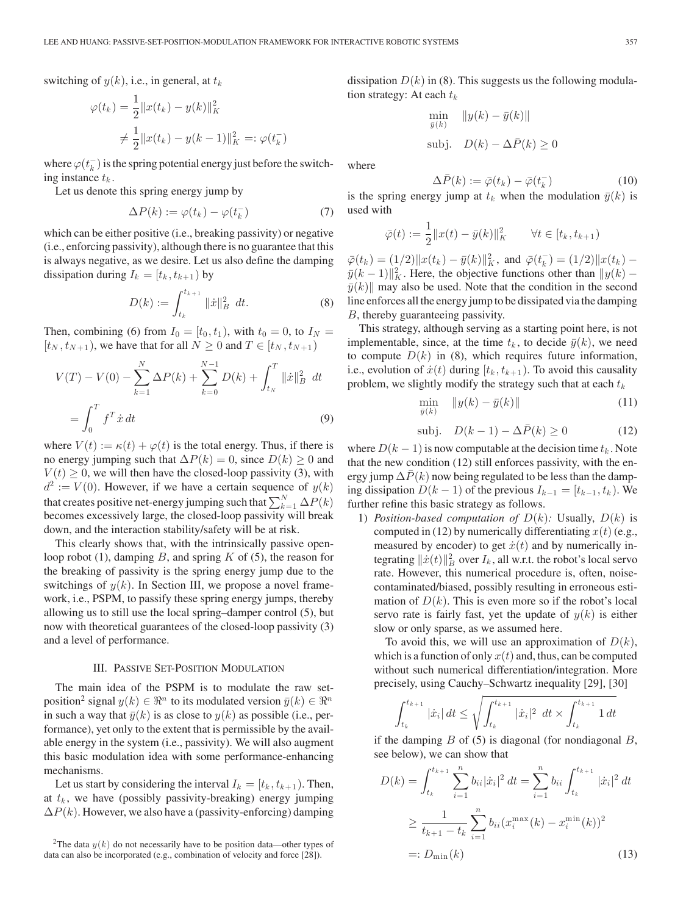switching of $y(k)$, i.e., in general, at $t_k$

$$\varphi(t_k) = \frac{1}{2}\|x(t_k) - y(k)\|_K^2 \neq \frac{1}{2}\|x(t_k) - y(k-1)\|_K^2 =: \varphi(t_k^-)$$

where $\varphi(t_k^-)$ is the spring potential energy just before the switching instance $t_k$.

Let us denote this spring energy jump by

$$\Delta P(k) := \varphi(t_k) - \varphi(t_k^-) \tag{7}$$

which can be either positive (i.e., breaking passivity) or negative (i.e., enforcing passivity), although there is no guarantee that this is always negative, as we desire. Let us also define the damping dissipation during $I_k = [t_k, t_{k+1})$ by

$$D(k) := \int_{t_k}^{t_{k+1}} \|\dot{x}\|_B^2 \; dt. \tag{8}$$

Then, combining (6) from $I_0 = [t_0, t_1)$, with $t_0 = 0$, to $I_N = [t_N, t_{N+1})$, we have that for all $N \geq 0$ and $T \in [t_N, t_{N+1})$

$$V(T) - V(0) - \sum_{k=1}^{N} \Delta P(k) + \sum_{k=0}^{N-1} D(k) + \int_{t_N}^{T} \|\dot{x}\|_B^2 \; dt = \int_0^T f^T \dot{x} \, dt \tag{9}$$

where $V(t) := \kappa(t) + \varphi(t)$ is the total energy. Thus, if there is no energy jumping such that $\Delta P(k) = 0$, since $D(k) \geq 0$ and $V(t) \geq 0$, we will then have the closed-loop passivity (3), with $d^2 := V(0)$. However, if we have a certain sequence of $y(k)$ that creates positive net-energy jumping such that $\sum_{k=1}^{N} \Delta P(k)$ becomes excessively large, the closed-loop passivity will break down, and the interaction stability/safety will be at risk.

This clearly shows that, with the intrinsically passive open-loop robot (1), damping $B$, and spring $K$ of (5), the reason for the breaking of passivity is the spring energy jump due to the switchings of $y(k)$. In Section III, we propose a novel framework, i.e., PSPM, to passify these spring energy jumps, thereby allowing us to still use the local spring–damper control (5), but now with theoretical guarantees of the closed-loop passivity (3) and a level of performance.

## III. Passive Set-Position Modulation

The main idea of the PSPM is to modulate the raw set-position[2] signal $y(k) \in \Re^n$ to its modulated version $\bar{y}(k) \in \Re^n$ in such a way that $\bar{y}(k)$ is as close to $y(k)$ as possible (i.e., performance), yet only to the extent that is permissible by the available energy in the system (i.e., passivity). We will also augment this basic modulation idea with some performance-enhancing mechanisms.

Let us start by considering the interval $I_k = [t_k, t_{k+1})$. Then, at $t_k$, we have (possibly passivity-breaking) energy jumping $\Delta P(k)$. However, we also have a (passivity-enforcing) damping dissipation $D(k)$ in (8). This suggests us the following modulation strategy: At each $t_k$

$$\min_{\bar{y}(k)} \quad \|y(k) - \bar{y}(k)\|$$
$$\text{subj.} \quad D(k) - \Delta\bar{P}(k) \geq 0$$

where

$$\Delta\bar{P}(k) := \bar{\varphi}(t_k) - \bar{\varphi}(t_k^-) \tag{10}$$

is the spring energy jump at $t_k$ when the modulation $\bar{y}(k)$ is used with

$$\bar{\varphi}(t) := \frac{1}{2}\|x(t) - \bar{y}(k)\|_K^2 \qquad \forall t \in [t_k, t_{k+1})$$

$\bar{\varphi}(t_k) = (1/2)\|x(t_k) - \bar{y}(k)\|_K^2$, and $\bar{\varphi}(t_k^-) = (1/2)\|x(t_k) - \bar{y}(k-1)\|_K^2$. Here, the objective functions other than $\|y(k) - \bar{y}(k)\|$ may also be used. Note that the condition in the second line enforces all the energy jump to be dissipated via the damping $B$, thereby guaranteeing passivity.

This strategy, although serving as a starting point here, is not implementable, since, at the time $t_k$, to decide $\bar{y}(k)$, we need to compute $D(k)$ in (8), which requires future information, i.e., evolution of $\dot{x}(t)$ during $[t_k, t_{k+1})$. To avoid this causality problem, we slightly modify the strategy such that at each $t_k$

$$\min_{\bar{y}(k)} \quad \|y(k) - \bar{y}(k)\| \tag{11}$$

$$\text{subj.} \quad D(k-1) - \Delta\bar{P}(k) \geq 0 \tag{12}$$

where $D(k-1)$ is now computable at the decision time $t_k$. Note that the new condition (12) still enforces passivity, with the energy jump $\Delta\bar{P}(k)$ now being regulated to be less than the damping dissipation $D(k-1)$ of the previous $I_{k-1} = [t_{k-1}, t_k)$. We further refine this basic strategy as follows.

1) *Position-based computation of* $D(k)$*:* Usually, $D(k)$ is computed in (12) by numerically differentiating $x(t)$ (e.g., measured by encoder) to get $\dot{x}(t)$ and by numerically integrating $\|\dot{x}(t)\|_B^2$ over $I_k$, all w.r.t. the robot's local servo rate. However, this numerical procedure is, often, noise-contaminated/biased, possibly resulting in erroneous estimation of $D(k)$. This is even more so if the robot's local servo rate is fairly fast, yet the update of $y(k)$ is either slow or only sparse, as we assumed here.

   To avoid this, we will use an approximation of $D(k)$, which is a function of only $x(t)$ and, thus, can be computed without such numerical differentiation/integration. More precisely, using Cauchy–Schwartz inequality [29], [30]

$$\int_{t_k}^{t_{k+1}} |\dot{x}_i| \, dt \leq \sqrt{\int_{t_k}^{t_{k+1}} |\dot{x}_i|^2 \; dt \times \int_{t_k}^{t_{k+1}} 1 \, dt}$$

   if the damping $B$ of (5) is diagonal (for nondiagonal $B$, see below), we can show that

$$D(k) = \int_{t_k}^{t_{k+1}} \sum_{i=1}^{n} b_{ii} |\dot{x}_i|^2 \, dt = \sum_{i=1}^{n} b_{ii} \int_{t_k}^{t_{k+1}} |\dot{x}_i|^2 \, dt$$
$$\geq \frac{1}{t_{k+1} - t_k} \sum_{i=1}^{n} b_{ii} (x_i^{\max}(k) - x_i^{\min}(k))^2$$
$$=: D_{\min}(k) \tag{13}$$

[2] The data $y(k)$ do not necessarily have to be position data—other types of data can also be incorporated (e.g., combination of velocity and force [28]).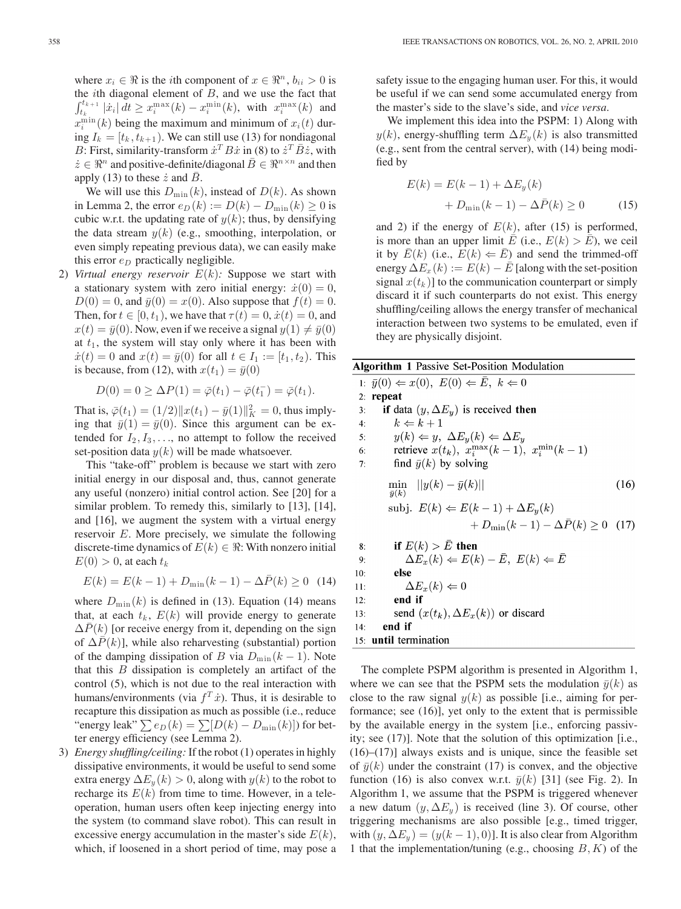where $x_i \in \Re$ is the $i$th component of $x \in \Re^n$, $b_{ii} > 0$ is the $i$th diagonal element of $B$, and we use the fact that $\int_{t_k}^{t_{k+1}} |\dot{x}_i|\, dt \geq x_i^{\max}(k) - x_i^{\min}(k)$, with $x_i^{\max}(k)$ and $x_i^{\min}(k)$ being the maximum and minimum of $x_i(t)$ during $I_k = [t_k, t_{k+1})$. We can still use (13) for nondiagonal $B$: First, similarity-transform $\dot{x}^T B \dot{x}$ in (8) to $\dot{z}^T \bar{B} \dot{z}$, with $\dot{z} \in \Re^n$ and positive-definite/diagonal $\bar{B} \in \Re^{n \times n}$ and then apply (13) to these $\dot{z}$ and $\bar{B}$.

We will use this $D_{\min}(k)$, instead of $D(k)$. As shown in Lemma 2, the error $e_D(k) := D(k) - D_{\min}(k) \geq 0$ is cubic w.r.t. the updating rate of $y(k)$; thus, by densifying the data stream $y(k)$ (e.g., smoothing, interpolation, or even simply repeating previous data), we can easily make this error $e_D$ practically negligible.

2) *Virtual energy reservoir* $E(k)$*:* Suppose we start with a stationary system with zero initial energy: $\dot{x}(0) = 0$, $D(0) = 0$, and $\bar{y}(0) = x(0)$. Also suppose that $f(t) = 0$. Then, for $t \in [0, t_1)$, we have that $\tau(t) = 0$, $\dot{x}(t) = 0$, and $x(t) = \bar{y}(0)$. Now, even if we receive a signal $y(1) \neq \bar{y}(0)$ at $t_1$, the system will stay only where it has been with $\dot{x}(t) = 0$ and $x(t) = \bar{y}(0)$ for all $t \in I_1 := [t_1, t_2)$. This is because, from (12), with $x(t_1) = \bar{y}(0)$

$$D(0) = 0 \geq \Delta P(1) = \bar{\varphi}(t_1) - \bar{\varphi}(t_1^-) = \bar{\varphi}(t_1).$$

That is, $\bar{\varphi}(t_1) = (1/2)\|x(t_1) - \bar{y}(1)\|_K^2 = 0$, thus implying that $\bar{y}(1) = \bar{y}(0)$. Since this argument can be extended for $I_2, I_3, \ldots$, no attempt to follow the received set-position data $y(k)$ will be made whatsoever.

This "take-off" problem is because we start with zero initial energy at our disposal and, thus, cannot generate any useful (nonzero) initial control action. See [20] for a similar problem. To remedy this, similarly to [13], [14], and [16], we augment the system with a virtual energy reservoir $E$. More precisely, we simulate the following discrete-time dynamics of $E(k) \in \Re$: With nonzero initial $E(0) > 0$, at each $t_k$

$$E(k) = E(k-1) + D_{\min}(k-1) - \Delta\bar{P}(k) \geq 0 \quad (14)$$

where $D_{\min}(k)$ is defined in (13). Equation (14) means that, at each $t_k$, $E(k)$ will provide energy to generate $\Delta\bar{P}(k)$ [or receive energy from it, depending on the sign of $\Delta\bar{P}(k)$], while also reharvesting (substantial) portion of the damping dissipation of $B$ via $D_{\min}(k-1)$. Note that this $B$ dissipation is completely an artifact of the control (5), which is not due to the real interaction with humans/environments (via $f^T \dot{x}$). Thus, it is desirable to recapture this dissipation as much as possible (i.e., reduce "energy leak" $\sum e_D(k) = \sum[D(k) - D_{\min}(k)]$) for better energy efficiency (see Lemma 2).

3) *Energy shuffling/ceiling:* If the robot (1) operates in highly dissipative environments, it would be useful to send some extra energy $\Delta E_y(k) > 0$, along with $y(k)$ to the robot to recharge its $E(k)$ from time to time. However, in a teleoperation, human users often keep injecting energy into the system (to command slave robot). This can result in excessive energy accumulation in the master's side $E(k)$, which, if loosened in a short period of time, may pose a safety issue to the engaging human user. For this, it would be useful if we can send some accumulated energy from the master's side to the slave's side, and *vice versa*.

We implement this idea into the PSPM: 1) Along with $y(k)$, energy-shuffling term $\Delta E_y(k)$ is also transmitted (e.g., sent from the central server), with (14) being modified by

$$E(k) = E(k-1) + \Delta E_y(k) + D_{\min}(k-1) - \Delta\bar{P}(k) \geq 0 \quad (15)$$

and 2) if the energy of $E(k)$, after (15) is performed, is more than an upper limit $\bar{E}$ (i.e., $E(k) > \bar{E}$), we ceil it by $\bar{E}(k)$ (i.e., $E(k) \Leftarrow \bar{E}$) and send the trimmed-off energy $\Delta E_x(k) := E(k) - \bar{E}$ [along with the set-position signal $x(t_k)$] to the communication counterpart or simply discard it if such counterparts do not exist. This energy shuffling/ceiling allows the energy transfer of mechanical interaction between two systems to be emulated, even if they are physically disjoint.

**Algorithm 1** Passive Set-Position Modulation

```
1:  ȳ(0) ⇐ x(0),  E(0) ⇐ Ē,  k ⇐ 0
2:  repeat
3:    if data (y, ΔE_y) is received then
4:      k ⇐ k + 1
5:      y(k) ⇐ y,  ΔE_y(k) ⇐ ΔE_y
6:      retrieve x(t_k), x_i^max(k − 1), x_i^min(k − 1)
7:      find ȳ(k) by solving
            min_{ȳ(k)}  ||y(k) − ȳ(k)||                              (16)
            subj. E(k) ⇐ E(k − 1) + ΔE_y(k)
                          + D_min(k − 1) − ΔP̄(k) ≥ 0                 (17)
8:      if E(k) > Ē then
9:        ΔE_x(k) ⇐ E(k) − Ē,  E(k) ⇐ Ē
10:     else
11:       ΔE_x(k) ⇐ 0
12:     end if
13:     send (x(t_k), ΔE_x(k)) or discard
14:   end if
15: until termination
```

The complete PSPM algorithm is presented in Algorithm 1, where we can see that the PSPM sets the modulation $\bar{y}(k)$ as close to the raw signal $y(k)$ as possible [i.e., aiming for performance; see (16)], yet only to the extent that is permissible by the available energy in the system [i.e., enforcing passivity; see (17)]. Note that the solution of this optimization [i.e., (16)–(17)] always exists and is unique, since the feasible set of $\bar{y}(k)$ under the constraint (17) is convex, and the objective function (16) is also convex w.r.t. $\bar{y}(k)$ [31] (see Fig. 2). In Algorithm 1, we assume that the PSPM is triggered whenever a new datum $(y, \Delta E_y)$ is received (line 3). Of course, other triggering mechanisms are also possible [e.g., timed trigger, with $(y, \Delta E_y) = (y(k-1), 0)$]. It is also clear from Algorithm 1 that the implementation/tuning (e.g., choosing $B, K$) of the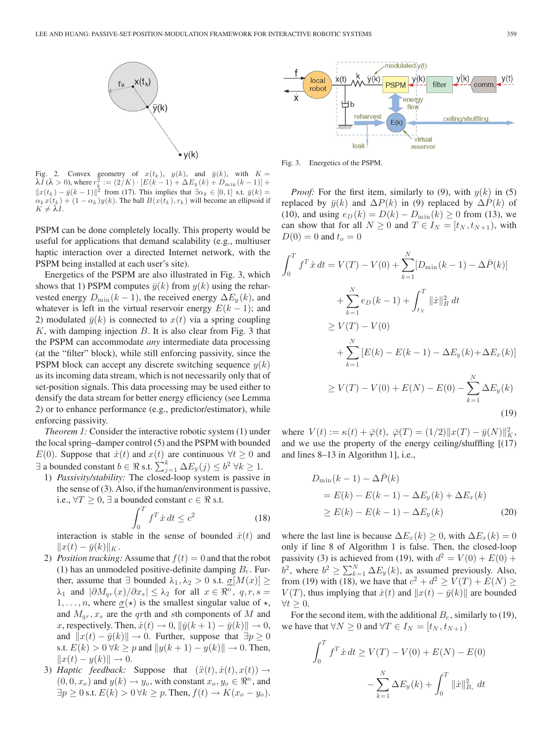Fig. 2. Convex geometry of $x(t_k)$, $y(k)$, and $\bar{y}(k)$, with $K = \lambda I$ ($\lambda > 0$), where $r_k^2 := (2/K) \cdot [E(k-1) + \Delta E_y(k) + D_{\min}(k-1)] + \|x(t_k) - \bar{y}(k-1)\|^2$ from (17). This implies that $\exists \alpha_k \in [0,1]$ s.t. $\bar{y}(k) = \alpha_k x(t_k) + (1-\alpha_k) y(k)$. The ball $B(x(t_k), r_k)$ will become an ellipsoid if $K \neq \lambda I$.

PSPM can be done completely locally. This property would be useful for applications that demand scalability (e.g., multiuser haptic interaction over a networked Internet network, with the PSPM being installed at each user's site).

Energetics of the PSPM are also illustrated in Fig. 3, which shows that 1) PSPM computes $\bar{y}(k)$ from $y(k)$ using the reharvested energy $D_{\min}(k-1)$, the received energy $\Delta E_y(k)$, and whatever is left in the virtual reservoir energy $E(k-1)$; and 2) modulated $\bar{y}(k)$ is connected to $x(t)$ via a spring coupling $K$, with damping injection $B$. It is also clear from Fig. 3 that the PSPM can accommodate *any* intermediate data processing (at the "filter" block), while still enforcing passivity, since the PSPM block can accept any discrete switching sequence $y(k)$ as its incoming data stream, which is not necessarily only that of set-position signals. This data processing may be used either to densify the data stream for better energy efficiency (see Lemma 2) or to enhance performance (e.g., predictor/estimator), while enforcing passivity.

*Theorem 1:* Consider the interactive robotic system (1) under the local spring–damper control (5) and the PSPM with bounded $E(0)$. Suppose that $\dot{x}(t)$ and $x(t)$ are continuous $\forall t \geq 0$ and $\exists$ a bounded constant $b \in \Re$ s.t. $\sum_{j=1}^{k} \Delta E_y(j) \leq b^2$ $\forall k \geq 1$.

1) *Passivity/stability:* The closed-loop system is passive in the sense of (3). Also, if the human/environment is passive, i.e., $\forall T \geq 0$, $\exists$ a bounded constant $c \in \Re$ s.t.
$$\int_0^T f^T \dot{x}\, dt \leq c^2 \tag{18}$$
interaction is stable in the sense of bounded $\dot{x}(t)$ and $\|x(t) - \bar{y}(k)\|_K$.

2) *Position tracking:* Assume that $f(t) = 0$ and that the robot (1) has an unmodeled positive-definite damping $B_e$. Further, assume that $\exists$ bounded $\lambda_1, \lambda_2 > 0$ s.t. $\underline{\sigma}[M(x)] \geq \lambda_1$ and $|\partial M_{qr}(x)/\partial x_s| \leq \lambda_2$ for all $x \in \Re^n$, $q, r, s = 1, \ldots, n$, where $\underline{\sigma}(\star)$ is the smallest singular value of $\star$, and $M_{qr}, x_s$ are the $q r$th and $s$th components of $M$ and $x$, respectively. Then, $\dot{x}(t) \to 0$, $\|\bar{y}(k+1) - \bar{y}(k)\| \to 0$, and $\|x(t) - \bar{y}(k)\| \to 0$. Further, suppose that $\exists p \geq 0$ s.t. $E(k) > 0$ $\forall k \geq p$ and $\|y(k+1) - y(k)\| \to 0$. Then, $\|x(t) - y(k)\| \to 0$.

3) *Haptic feedback:* Suppose that $(\ddot{x}(t), \dot{x}(t), x(t)) \to (0, 0, x_o)$ and $y(k) \to y_o$, with constant $x_o, y_o \in \Re^n$, and $\exists p \geq 0$ s.t. $E(k) > 0$ $\forall k \geq p$. Then, $f(t) \to K(x_o - y_o)$.

Fig. 3. Energetics of the PSPM.

*Proof:* For the first item, similarly to (9), with $y(k)$ in (5) replaced by $\bar{y}(k)$ and $\Delta P(k)$ in (9) replaced by $\Delta \bar{P}(k)$ of (10), and using $e_D(k) = D(k) - D_{\min}(k) \geq 0$ from (13), we can show that for all $N \geq 0$ and $T \in I_N = [t_N, t_{N+1})$, with $D(0) = 0$ and $t_o = 0$
$$\begin{aligned}
\int_0^T f^T \dot{x}\, dt &= V(T) - V(0) + \sum_{k=1}^{N} [D_{\min}(k-1) - \Delta \bar{P}(k)] \\
&\quad + \sum_{k=1}^{N} e_D(k-1) + \int_{t_N}^{T} \|\dot{x}\|_B^2\, dt \\
&\geq V(T) - V(0) \\
&\quad + \sum_{k=1}^{N} [E(k) - E(k-1) - \Delta E_y(k) + \Delta E_x(k)] \\
&\geq V(T) - V(0) + E(N) - E(0) - \sum_{k=1}^{N} \Delta E_y(k)
\end{aligned} \tag{19}$$
where $V(t) := \kappa(t) + \bar{\varphi}(t)$, $\bar{\varphi}(T) = (1/2)\|x(T) - \bar{y}(N)\|_K^2$, and we use the property of the energy ceiling/shuffling [(17) and lines 8–13 in Algorithm 1], i.e.,
$$\begin{aligned}
D_{\min}(k-1) - \Delta \bar{P}(k) &= E(k) - E(k-1) - \Delta E_y(k) + \Delta E_x(k) \\
&\geq E(k) - E(k-1) - \Delta E_y(k)
\end{aligned} \tag{20}$$
where the last line is because $\Delta E_x(k) \geq 0$, with $\Delta E_x(k) = 0$ only if line 8 of Algorithm 1 is false. Then, the closed-loop passivity (3) is achieved from (19), with $d^2 = V(0) + E(0) + b^2$, where $b^2 \geq \sum_{k=1}^{N} \Delta E_y(k)$, as assumed previously. Also, from (19) with (18), we have that $c^2 + d^2 \geq V(T) + E(N) \geq V(T)$, thus implying that $\dot{x}(t)$ and $\|x(t) - \bar{y}(k)\|$ are bounded $\forall t \geq 0$.

For the second item, with the additional $B_e$, similarly to (19), we have that $\forall N \geq 0$ and $\forall T \in I_N = [t_N, t_{N+1})$
$$\begin{aligned}
\int_0^T f^T \dot{x}\, dt &\geq V(T) - V(0) + E(N) - E(0) \\
&\quad - \sum_{k=1}^{N} \Delta E_y(k) + \int_0^T \|\dot{x}\|_{B_e}^2\, dt
\end{aligned}$$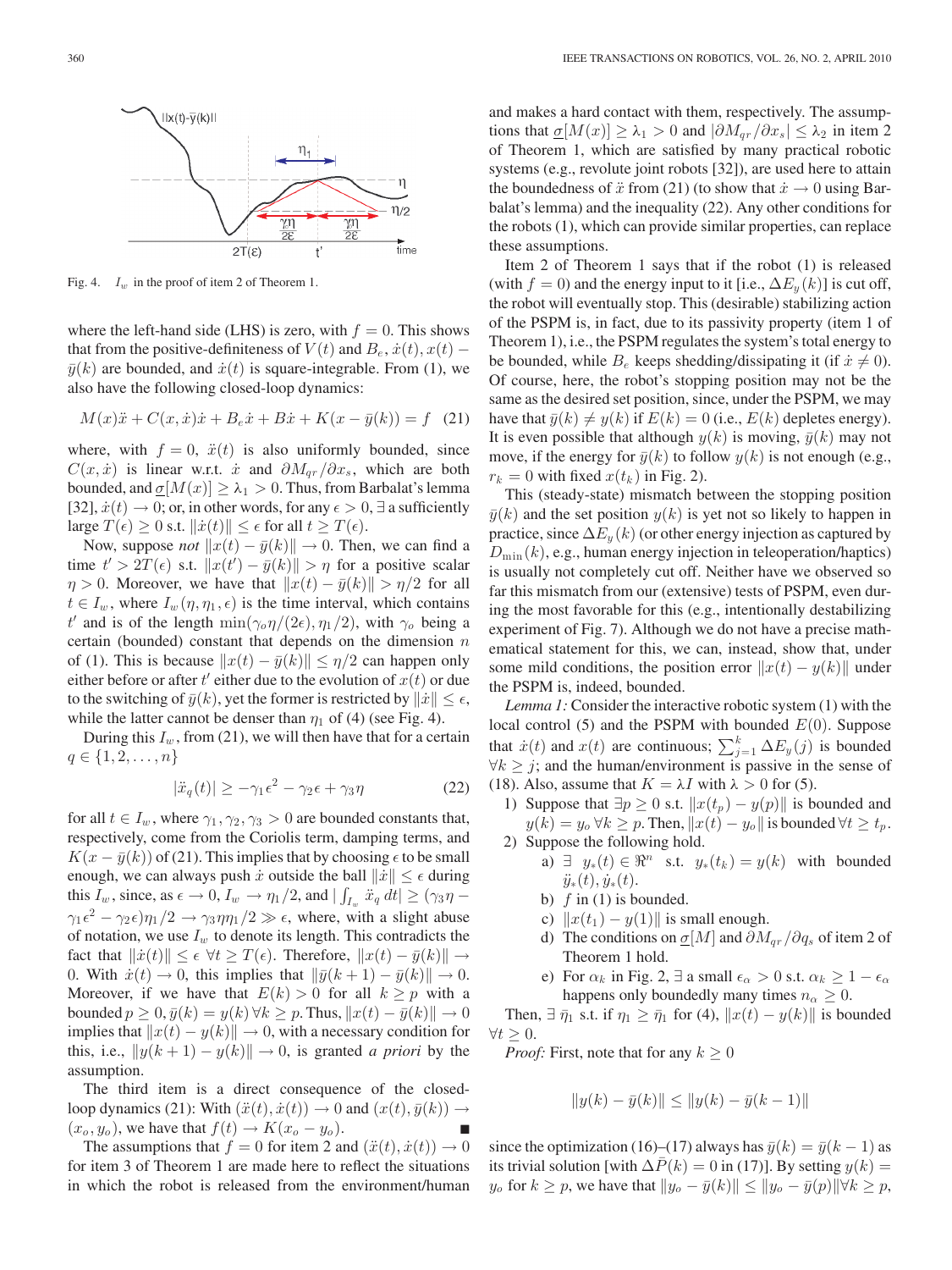Fig. 4. $I_w$ in the proof of item 2 of Theorem 1.

where the left-hand side (LHS) is zero, with $f = 0$. This shows that from the positive-definiteness of $V(t)$ and $B_e, \dot{x}(t), x(t) - \bar{y}(k)$ are bounded, and $\dot{x}(t)$ is square-integrable. From (1), we also have the following closed-loop dynamics:

$$M(x)\ddot{x} + C(x, \dot{x})\dot{x} + B_e\dot{x} + B\dot{x} + K(x - \bar{y}(k)) = f \quad (21)$$

where, with $f = 0$, $\ddot{x}(t)$ is also uniformly bounded, since $C(x, \dot{x})$ is linear w.r.t. $\dot{x}$ and $\partial M_{qr}/\partial x_s$, which are both bounded, and $\underline{\sigma}[M(x)] \geq \lambda_1 > 0$. Thus, from Barbalat's lemma [32], $\dot{x}(t) \to 0$; or, in other words, for any $\epsilon > 0$, $\exists$ a sufficiently large $T(\epsilon) \geq 0$ s.t. $\|\dot{x}(t)\| \leq \epsilon$ for all $t \geq T(\epsilon)$.

Now, suppose *not* $\|x(t) - \bar{y}(k)\| \to 0$. Then, we can find a time $t' > 2T(\epsilon)$ s.t. $\|x(t') - \bar{y}(k)\| > \eta$ for a positive scalar $\eta > 0$. Moreover, we have that $\|x(t) - \bar{y}(k)\| > \eta/2$ for all $t \in I_w$, where $I_w(\eta, \eta_1, \epsilon)$ is the time interval, which contains $t'$ and is of the length $\min(\gamma_o\eta/(2\epsilon), \eta_1/2)$, with $\gamma_o$ being a certain (bounded) constant that depends on the dimension $n$ of (1). This is because $\|x(t) - \bar{y}(k)\| \leq \eta/2$ can happen only either before or after $t'$ either due to the evolution of $x(t)$ or due to the switching of $\bar{y}(k)$, yet the former is restricted by $\|\dot{x}\| \leq \epsilon$, while the latter cannot be denser than $\eta_1$ of (4) (see Fig. 4).

During this $I_w$, from (21), we will then have that for a certain $q \in \{1, 2, \ldots, n\}$

$$|\ddot{x}_q(t)| \geq -\gamma_1\epsilon^2 - \gamma_2\epsilon + \gamma_3\eta \quad (22)$$

for all $t \in I_w$, where $\gamma_1, \gamma_2, \gamma_3 > 0$ are bounded constants that, respectively, come from the Coriolis term, damping terms, and $K(x - \bar{y}(k))$ of (21). This implies that by choosing $\epsilon$ to be small enough, we can always push $\dot{x}$ outside the ball $\|\dot{x}\| \leq \epsilon$ during this $I_w$, since, as $\epsilon \to 0$, $I_w \to \eta_1/2$, and $|\int_{I_w} \ddot{x}_q\, dt| \geq (\gamma_3\eta - \gamma_1\epsilon^2 - \gamma_2\epsilon)\eta_1/2 \to \gamma_3\eta\eta_1/2 \gg \epsilon$, where, with a slight abuse of notation, we use $I_w$ to denote its length. This contradicts the fact that $\|\dot{x}(t)\| \leq \epsilon \; \forall t \geq T(\epsilon)$. Therefore, $\|x(t) - \bar{y}(k)\| \to 0$. With $\dot{x}(t) \to 0$, this implies that $\|\bar{y}(k+1) - \bar{y}(k)\| \to 0$. Moreover, if we have that $E(k) > 0$ for all $k \geq p$ with a bounded $p \geq 0, \bar{y}(k) = y(k) \, \forall k \geq p$. Thus, $\|x(t) - \bar{y}(k)\| \to 0$ implies that $\|x(t) - y(k)\| \to 0$, with a necessary condition for this, i.e., $\|y(k+1) - y(k)\| \to 0$, is granted *a priori* by the assumption.

The third item is a direct consequence of the closed-loop dynamics (21): With $(\ddot{x}(t), \dot{x}(t)) \to 0$ and $(x(t), \bar{y}(k)) \to (x_o, y_o)$, we have that $f(t) \to K(x_o - y_o)$. ∎

The assumptions that $f = 0$ for item 2 and $(\ddot{x}(t), \dot{x}(t)) \to 0$ for item 3 of Theorem 1 are made here to reflect the situations in which the robot is released from the environment/human and makes a hard contact with them, respectively. The assumptions that $\underline{\sigma}[M(x)] \geq \lambda_1 > 0$ and $|\partial M_{qr}/\partial x_s| \leq \lambda_2$ in item 2 of Theorem 1, which are satisfied by many practical robotic systems (e.g., revolute joint robots [32]), are used here to attain the boundedness of $\ddot{x}$ from (21) (to show that $\dot{x} \to 0$ using Barbalat's lemma) and the inequality (22). Any other conditions for the robots (1), which can provide similar properties, can replace these assumptions.

Item 2 of Theorem 1 says that if the robot (1) is released (with $f = 0$) and the energy input to it [i.e., $\Delta E_y(k)$] is cut off, the robot will eventually stop. This (desirable) stabilizing action of the PSPM is, in fact, due to its passivity property (item 1 of Theorem 1), i.e., the PSPM regulates the system's total energy to be bounded, while $B_e$ keeps shedding/dissipating it (if $\dot{x} \neq 0$). Of course, here, the robot's stopping position may not be the same as the desired set position, since, under the PSPM, we may have that $\bar{y}(k) \neq y(k)$ if $E(k) = 0$ (i.e., $E(k)$ depletes energy). It is even possible that although $y(k)$ is moving, $\bar{y}(k)$ may not move, if the energy for $\bar{y}(k)$ to follow $y(k)$ is not enough (e.g., $r_k = 0$ with fixed $x(t_k)$ in Fig. 2).

This (steady-state) mismatch between the stopping position $\bar{y}(k)$ and the set position $y(k)$ is yet not so likely to happen in practice, since $\Delta E_y(k)$ (or other energy injection as captured by $D_{\min}(k)$, e.g., human energy injection in teleoperation/haptics) is usually not completely cut off. Neither have we observed so far this mismatch from our (extensive) tests of PSPM, even during the most favorable for this (e.g., intentionally destabilizing experiment of Fig. 7). Although we do not have a precise mathematical statement for this, we can, instead, show that, under some mild conditions, the position error $\|x(t) - y(k)\|$ under the PSPM is, indeed, bounded.

*Lemma 1:* Consider the interactive robotic system (1) with the local control (5) and the PSPM with bounded $E(0)$. Suppose that $\dot{x}(t)$ and $x(t)$ are continuous; $\sum_{j=1}^{k} \Delta E_y(j)$ is bounded $\forall k \geq j$; and the human/environment is passive in the sense of (18). Also, assume that $K = \lambda I$ with $\lambda > 0$ for (5).

1) Suppose that $\exists p \geq 0$ s.t. $\|x(t_p) - y(p)\|$ is bounded and $y(k) = y_o \; \forall k \geq p$. Then, $\|x(t) - y_o\|$ is bounded $\forall t \geq t_p$.
2) Suppose the following hold.
   a) $\exists \; y_*(t) \in \Re^n$ s.t. $y_*(t_k) = y(k)$ with bounded $\ddot{y}_*(t), \dot{y}_*(t)$.
   b) $f$ in (1) is bounded.
   c) $\|x(t_1) - y(1)\|$ is small enough.
   d) The conditions on $\underline{\sigma}[M]$ and $\partial M_{qr}/\partial q_s$ of item 2 of Theorem 1 hold.
   e) For $\alpha_k$ in Fig. 2, $\exists$ a small $\epsilon_\alpha > 0$ s.t. $\alpha_k \geq 1 - \epsilon_\alpha$ happens only boundedly many times $n_\alpha \geq 0$.

Then, $\exists \; \bar{\eta}_1$ s.t. if $\eta_1 \geq \bar{\eta}_1$ for (4), $\|x(t) - y(k)\|$ is bounded $\forall t \geq 0$.

*Proof:* First, note that for any $k \geq 0$

$$\|y(k) - \bar{y}(k)\| \leq \|y(k) - \bar{y}(k-1)\|$$

since the optimization (16)–(17) always has $\bar{y}(k) = \bar{y}(k-1)$ as its trivial solution [with $\Delta\bar{P}(k) = 0$ in (17)]. By setting $y(k) = y_o$ for $k \geq p$, we have that $\|y_o - \bar{y}(k)\| \leq \|y_o - \bar{y}(p)\| \forall k \geq p$,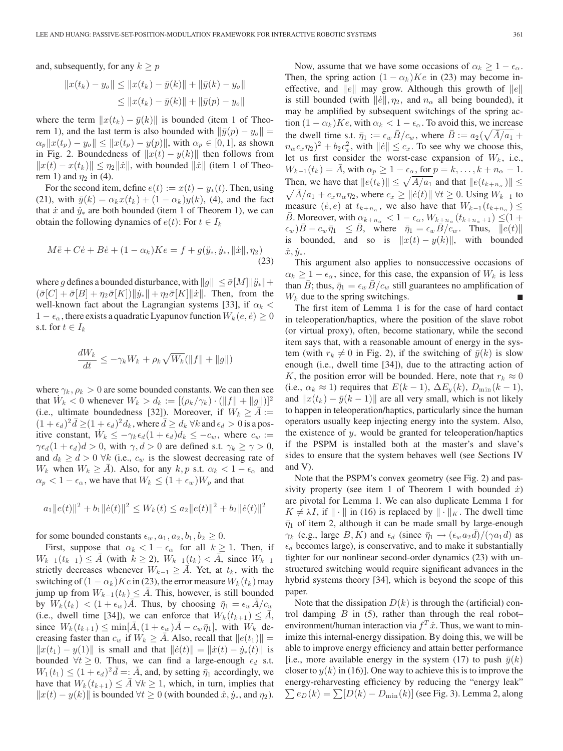and, subsequently, for any $k \geq p$

$$\|x(t_k) - y_o\| \leq \|x(t_k) - \bar{y}(k)\| + \|\bar{y}(k) - y_o\|$$
$$\leq \|x(t_k) - \bar{y}(k)\| + \|\bar{y}(p) - y_o\|$$

where the term $\|x(t_k) - \bar{y}(k)\|$ is bounded (item 1 of Theorem 1), and the last term is also bounded with $\|\bar{y}(p) - y_o\| = \alpha_p\|x(t_p) - y_o\| \leq \|x(t_p) - y(p)\|$, with $\alpha_p \in [0, 1]$, as shown in Fig. 2. Boundedness of $\|x(t) - y(k)\|$ then follows from $\|x(t) - x(t_k)\| \leq \eta_2\|\dot{x}\|$, with bounded $\|\dot{x}\|$ (item 1 of Theorem 1) and $\eta_2$ in (4).

For the second item, define $e(t) := x(t) - y_*(t)$. Then, using (21), with $\bar{y}(k) = \alpha_k x(t_k) + (1 - \alpha_k)y(k)$, (4), and the fact that $\dot{x}$ and $\dot{y}_*$ are both bounded (item 1 of Theorem 1), we can obtain the following dynamics of $e(t)$: For $t \in I_k$

$$M\ddot{e} + C\dot{e} + B\dot{e} + (1 - \alpha_k)Ke = f + g(\ddot{y}_*, \dot{y}_*, \|\dot{x}\|, \eta_2) \tag{23}$$

where $g$ defines a bounded disturbance, with $\|g\| \leq \bar{\sigma}[M]\|\ddot{y}_*\| + (\bar{\sigma}[C] + \bar{\sigma}[B] + \eta_2\bar{\sigma}[K])\|\dot{y}_*\| + \eta_2\bar{\sigma}[K]\|\dot{x}\|$. Then, from the well-known fact about the Lagrangian systems [33], if $\alpha_k < 1 - \epsilon_\alpha$, there exists a quadratic Lyapunov function $W_k(e, \dot{e}) \geq 0$ s.t. for $t \in I_k$

$$\frac{dW_k}{dt} \leq -\gamma_k W_k + \rho_k\sqrt{W_k}(\|f\| + \|g\|)$$

where $\gamma_k, \rho_k > 0$ are some bounded constants. We can then see that $\dot{W}_k < 0$ whenever $W_k > d_k := [(\rho_k/\gamma_k) \cdot (\|f\| + \|g\|)]^2$ (i.e., ultimate boundedness [32]). Moreover, if $W_k \geq \bar{A} := (1 + \epsilon_d)^2\bar{d} \geq (1 + \epsilon_d)^2 d_k$, where $\bar{d} \geq d_k \; \forall k$ and $\epsilon_d > 0$ is a positive constant, $\dot{W}_k \leq -\gamma_k\epsilon_d(1 + \epsilon_d)d_k \leq -c_w$, where $c_w := \gamma\epsilon_d(1 + \epsilon_d)d > 0$, with $\gamma, d > 0$ are defined s.t. $\gamma_k \geq \gamma > 0$, and $d_k \geq d > 0 \; \forall k$ (i.e., $c_w$ is the slowest decreasing rate of $W_k$ when $W_k \geq \bar{A}$). Also, for any $k, p$ s.t. $\alpha_k < 1 - \epsilon_\alpha$ and $\alpha_p < 1 - \epsilon_\alpha$, we have that $W_k \leq (1 + \epsilon_w)W_p$ and that

$$a_1\|e(t)\|^2 + b_1\|\dot{e}(t)\|^2 \leq W_k(t) \leq a_2\|e(t)\|^2 + b_2\|\dot{e}(t)\|^2$$

for some bounded constants $\epsilon_w, a_1, a_2, b_1, b_2 \geq 0$.

First, suppose that $\alpha_k < 1 - \epsilon_\alpha$ for all $k \geq 1$. Then, if $W_{k-1}(t_{k-1}) \leq \bar{A}$ (with $k \geq 2$), $W_{k-1}(t_k) < \bar{A}$, since $W_{k-1}$ strictly decreases whenever $W_{k-1} \geq \bar{A}$. Yet, at $t_k$, with the switching of $(1 - \alpha_k)Ke$ in (23), the error measure $W_k(t_k)$ may jump up from $W_{k-1}(t_k) \leq \bar{A}$. This, however, is still bounded by $W_k(t_k) < (1 + \epsilon_w)\bar{A}$. Thus, by choosing $\bar{\eta}_1 = \epsilon_w\bar{A}/c_w$ (i.e., dwell time [34]), we can enforce that $W_k(t_{k+1}) \leq \bar{A}$, since $W_k(t_{k+1}) \leq \min[\bar{A}, (1 + \epsilon_w)\bar{A} - c_w\bar{\eta}_1]$, with $W_k$ decreasing faster than $c_w$ if $W_k \geq \bar{A}$. Also, recall that $\|e(t_1)\| = \|x(t_1) - y(1)\|$ is small and that $\|\dot{e}(t)\| = \|\dot{x}(t) - \dot{y}_*(t)\|$ is bounded $\forall t \geq 0$. Thus, we can find a large-enough $\epsilon_d$ s.t. $W_1(t_1) \leq (1 + \epsilon_d)^2\bar{d} =: \bar{A}$, and, by setting $\bar{\eta}_1$ accordingly, we have that $W_k(t_{k+1}) \leq \bar{A} \; \forall k \geq 1$, which, in turn, implies that $\|x(t) - y(k)\|$ is bounded $\forall t \geq 0$ (with bounded $\dot{x}, \dot{y}_*$, and $\eta_2$).

Now, assume that we have some occasions of $\alpha_k \geq 1 - \epsilon_\alpha$. Then, the spring action $(1 - \alpha_k)Ke$ in (23) may become ineffective, and $\|e\|$ may grow. Although this growth of $\|e\|$ is still bounded (with $\|\dot{e}\|, \eta_2$, and $n_\alpha$ all being bounded), it may be amplified by subsequent switchings of the spring action $(1 - \alpha_k)Ke$, with $\alpha_k < 1 - \epsilon_\alpha$. To avoid this, we increase the dwell time s.t. $\bar{\eta}_1 := \epsilon_w\bar{B}/c_w$, where $\bar{B} := a_2(\sqrt{\bar{A}/a_1} + n_\alpha c_x\eta_2)^2 + b_2c_x^2$, with $\|\dot{e}\| \leq c_x$. To see why we choose this, let us first consider the worst-case expansion of $W_k$, i.e., $W_{k-1}(t_k) = \bar{A}$, with $\alpha_p \geq 1 - \epsilon_\alpha$, for $p = k, \ldots, k + n_\alpha - 1$. Then, we have that $\|e(t_k)\| \leq \sqrt{\bar{A}/a_1}$ and that $\|e(t_{k+n_\alpha})\| \leq \sqrt{\bar{A}/a_1} + c_x n_\alpha\eta_2$, where $c_x \geq \|\dot{e}(t)\| \; \forall t \geq 0$. Using $W_{k-1}$ to measure $(\dot{e}, e)$ at $t_{k+n_\alpha}$, we also have that $W_{k-1}(t_{k+n_\alpha}) \leq \bar{B}$. Moreover, with $\alpha_{k+n_\alpha} < 1 - \epsilon_\alpha$, $W_{k+n_\alpha}(t_{k+n_\alpha+1}) \leq (1 + \epsilon_w)\bar{B} - c_w\bar{\eta}_1 \leq \bar{B}$, where $\bar{\eta}_1 = \epsilon_w\bar{B}/c_w$. Thus, $\|e(t)\|$ is bounded, and so is $\|x(t) - y(k)\|$, with bounded $\dot{x}, \dot{y}_*$.

This argument also applies to nonsuccessive occasions of $\alpha_k \geq 1 - \epsilon_\alpha$, since, for this case, the expansion of $W_k$ is less than $\bar{B}$; thus, $\bar{\eta}_1 = \epsilon_w\bar{B}/c_w$ still guarantees no amplification of $W_k$ due to the spring switchings. ∎

The first item of Lemma 1 is for the case of hard contact in teleoperation/haptics, where the position of the slave robot (or virtual proxy), often, become stationary, while the second item says that, with a reasonable amount of energy in the system (with $r_k \neq 0$ in Fig. 2), if the switching of $\bar{y}(k)$ is slow enough (i.e., dwell time [34]), due to the attracting action of $K$, the position error will be bounded. Here, note that $r_k \approx 0$ (i.e., $\alpha_k \approx 1$) requires that $E(k-1)$, $\Delta E_y(k)$, $D_{\min}(k-1)$, and $\|x(t_k) - \bar{y}(k-1)\|$ are all very small, which is not likely to happen in teleoperation/haptics, particularly since the human operators usually keep injecting energy into the system. Also, the existence of $y_*$ would be granted for teleoperation/haptics if the PSPM is installed both at the master's and slave's sides to ensure that the system behaves well (see Sections IV and V).

Note that the PSPM's convex geometry (see Fig. 2) and passivity property (see item 1 of Theorem 1 with bounded $\dot{x}$) are pivotal for Lemma 1. We can also duplicate Lemma 1 for $K \neq \lambda I$, if $\|\cdot\|$ in (16) is replaced by $\|\cdot\|_K$. The dwell time $\bar{\eta}_1$ of item 2, although it can be made small by large-enough $\gamma_k$ (e.g., large $B, K$) and $\epsilon_d$ (since $\bar{\eta}_1 \to (\epsilon_w a_2\bar{d})/(\gamma a_1 d)$ as $\epsilon_d$ becomes large), is conservative, and to make it substantially tighter for our nonlinear second-order dynamics (23) with unstructured switching would require significant advances in the hybrid systems theory [34], which is beyond the scope of this paper.

Note that the dissipation $D(k)$ is through the (artificial) control damping $B$ in (5), rather than through the real robot–environment/human interaction via $f^T\dot{x}$. Thus, we want to minimize this internal-energy dissipation. By doing this, we will be able to improve energy efficiency and attain better performance [i.e., more available energy in the system (17) to push $\bar{y}(k)$ closer to $y(k)$ in (16)]. One way to achieve this is to improve the energy-reharvesting efficiency by reducing the "energy leak" $\sum e_D(k) = \sum[D(k) - D_{\min}(k)]$ (see Fig. 3). Lemma 2, along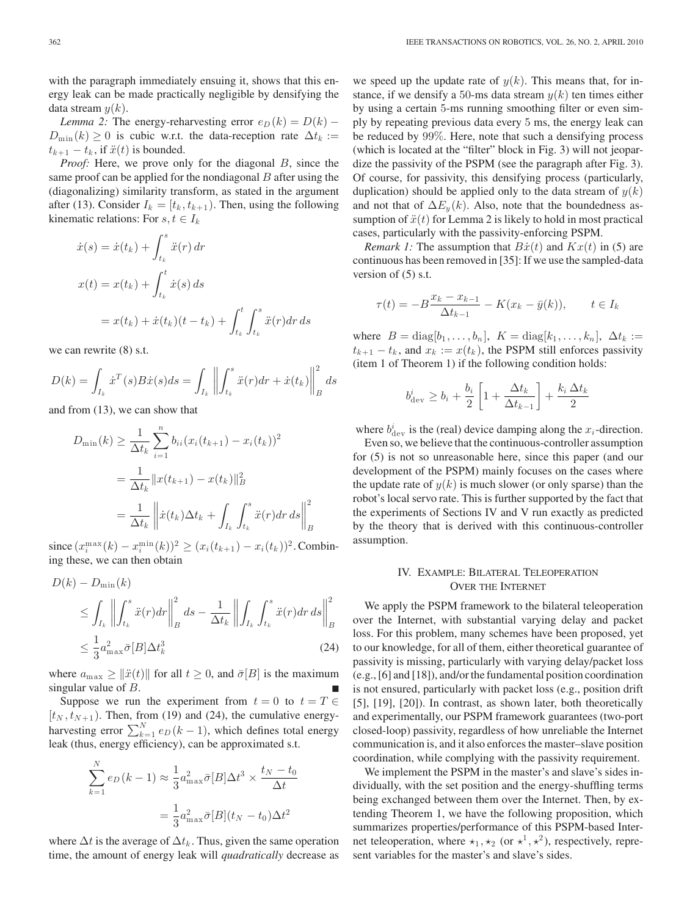with the paragraph immediately ensuing it, shows that this energy leak can be made practically negligible by densifying the data stream $y(k)$.

*Lemma 2:* The energy-reharvesting error $e_D(k) = D(k) - D_{\min}(k) \geq 0$ is cubic w.r.t. the data-reception rate $\Delta t_k := t_{k+1} - t_k$, if $\ddot{x}(t)$ is bounded.

*Proof:* Here, we prove only for the diagonal $B$, since the same proof can be applied for the nondiagonal $B$ after using the (diagonalizing) similarity transform, as stated in the argument after (13). Consider $I_k = [t_k, t_{k+1})$. Then, using the following kinematic relations: For $s, t \in I_k$

$$\dot{x}(s) = \dot{x}(t_k) + \int_{t_k}^{s} \ddot{x}(r)\, dr$$

$$x(t) = x(t_k) + \int_{t_k}^{t} \dot{x}(s)\, ds$$

$$= x(t_k) + \dot{x}(t_k)(t - t_k) + \int_{t_k}^{t}\int_{t_k}^{s} \ddot{x}(r) dr\, ds$$

we can rewrite (8) s.t.

$$D(k) = \int_{I_k} \dot{x}^T(s) B \dot{x}(s) ds = \int_{I_k} \left\| \int_{t_k}^{s} \ddot{x}(r) dr + \dot{x}(t_k) \right\|_B^2 ds$$

and from (13), we can show that

$$D_{\min}(k) \geq \frac{1}{\Delta t_k} \sum_{i=1}^{n} b_{ii} (x_i(t_{k+1}) - x_i(t_k))^2$$

$$= \frac{1}{\Delta t_k} \| x(t_{k+1}) - x(t_k) \|_B^2$$

$$= \frac{1}{\Delta t_k} \left\| \dot{x}(t_k) \Delta t_k + \int_{I_k} \int_{t_k}^{s} \ddot{x}(r) dr\, ds \right\|_B^2$$

since $(x_i^{\max}(k) - x_i^{\min}(k))^2 \geq (x_i(t_{k+1}) - x_i(t_k))^2$. Combining these, we can then obtain

$$D(k) - D_{\min}(k)$$

$$\leq \int_{I_k} \left\| \int_{t_k}^{s} \ddot{x}(r) dr \right\|_B^2 ds - \frac{1}{\Delta t_k} \left\| \int_{I_k} \int_{t_k}^{s} \ddot{x}(r) dr\, ds \right\|_B^2$$

$$\leq \frac{1}{3} a_{\max}^2 \bar{\sigma}[B] \Delta t_k^3 \tag{24}$$

where $a_{\max} \geq \|\ddot{x}(t)\|$ for all $t \geq 0$, and $\bar{\sigma}[B]$ is the maximum singular value of $B$. ■

Suppose we run the experiment from $t = 0$ to $t = T \in [t_N, t_{N+1})$. Then, from (19) and (24), the cumulative energy-harvesting error $\sum_{k=1}^{N} e_D(k-1)$, which defines total energy leak (thus, energy efficiency), can be approximated s.t.

$$\sum_{k=1}^{N} e_D(k-1) \approx \frac{1}{3} a_{\max}^2 \bar{\sigma}[B] \Delta t^3 \times \frac{t_N - t_0}{\Delta t}$$

$$= \frac{1}{3} a_{\max}^2 \bar{\sigma}[B] (t_N - t_0) \Delta t^2$$

where $\Delta t$ is the average of $\Delta t_k$. Thus, given the same operation time, the amount of energy leak will *quadratically* decrease as we speed up the update rate of $y(k)$. This means that, for instance, if we densify a 50-ms data stream $y(k)$ ten times either by using a certain 5-ms running smoothing filter or even simply by repeating previous data every 5 ms, the energy leak can be reduced by 99%. Here, note that such a densifying process (which is located at the "filter" block in Fig. 3) will not jeopardize the passivity of the PSPM (see the paragraph after Fig. 3). Of course, for passivity, this densifying process (particularly, duplication) should be applied only to the data stream of $y(k)$ and not that of $\Delta E_y(k)$. Also, note that the boundedness assumption of $\ddot{x}(t)$ for Lemma 2 is likely to hold in most practical cases, particularly with the passivity-enforcing PSPM.

*Remark 1:* The assumption that $B\dot{x}(t)$ and $Kx(t)$ in (5) are continuous has been removed in [35]: If we use the sampled-data version of (5) s.t.

$$\tau(t) = -B \frac{x_k - x_{k-1}}{\Delta t_{k-1}} - K(x_k - \bar{y}(k)), \qquad t \in I_k$$

where $B = \text{diag}[b_1, \ldots, b_n]$, $K = \text{diag}[k_1, \ldots, k_n]$, $\Delta t_k := t_{k+1} - t_k$, and $x_k := x(t_k)$, the PSPM still enforces passivity (item 1 of Theorem 1) if the following condition holds:

$$b_{\text{dev}}^i \geq b_i + \frac{b_i}{2}\left[1 + \frac{\Delta t_k}{\Delta t_{k-1}}\right] + \frac{k_i\, \Delta t_k}{2}$$

where $b_{\text{dev}}^i$ is the (real) device damping along the $x_i$-direction.

Even so, we believe that the continuous-controller assumption for (5) is not so unreasonable here, since this paper (and our development of the PSPM) mainly focuses on the cases where the update rate of $y(k)$ is much slower (or only sparse) than the robot's local servo rate. This is further supported by the fact that the experiments of Sections IV and V run exactly as predicted by the theory that is derived with this continuous-controller assumption.

## IV. Example: Bilateral Teleoperation Over the Internet

We apply the PSPM framework to the bilateral teleoperation over the Internet, with substantial varying delay and packet loss. For this problem, many schemes have been proposed, yet to our knowledge, for all of them, either theoretical guarantee of passivity is missing, particularly with varying delay/packet loss (e.g., [6] and [18]), and/or the fundamental position coordination is not ensured, particularly with packet loss (e.g., position drift [5], [19], [20]). In contrast, as shown later, both theoretically and experimentally, our PSPM framework guarantees (two-port closed-loop) passivity, regardless of how unreliable the Internet communication is, and it also enforces the master–slave position coordination, while complying with the passivity requirement.

We implement the PSPM in the master's and slave's sides individually, with the set position and the energy-shuffling terms being exchanged between them over the Internet. Then, by extending Theorem 1, we have the following proposition, which summarizes properties/performance of this PSPM-based Internet teleoperation, where $\star_1, \star_2$ (or $\star^1, \star^2$), respectively, represent variables for the master's and slave's sides.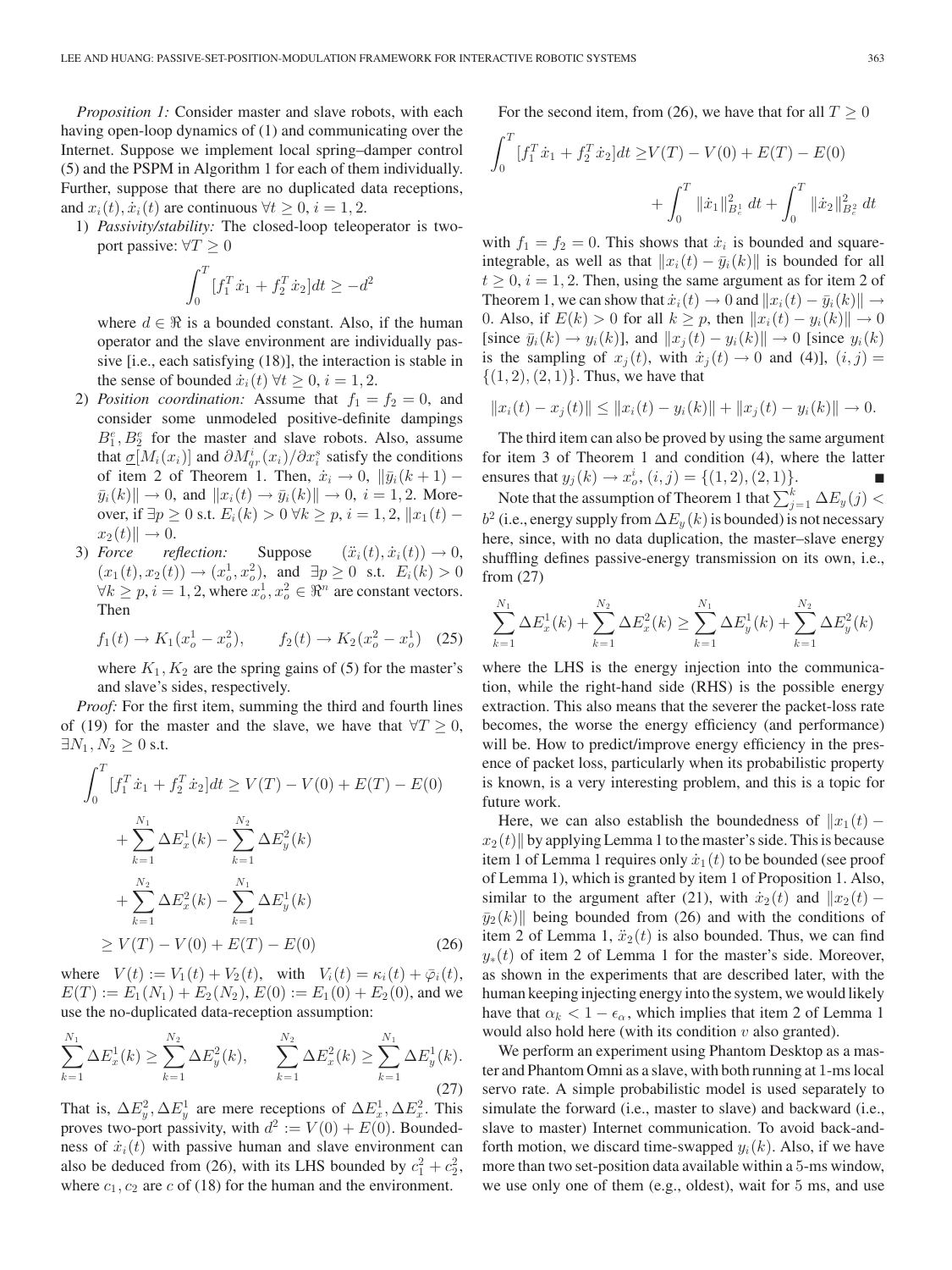*Proposition 1:* Consider master and slave robots, with each having open-loop dynamics of (1) and communicating over the Internet. Suppose we implement local spring–damper control (5) and the PSPM in Algorithm 1 for each of them individually. Further, suppose that there are no duplicated data receptions, and $x_i(t), \dot{x}_i(t)$ are continuous $\forall t \geq 0$, $i = 1, 2$.

1) *Passivity/stability:* The closed-loop teleoperator is two-port passive: $\forall T \geq 0$

$$\int_0^T [f_1^T \dot{x}_1 + f_2^T \dot{x}_2] dt \geq -d^2$$

where $d \in \Re$ is a bounded constant. Also, if the human operator and the slave environment are individually passive [i.e., each satisfying (18)], the interaction is stable in the sense of bounded $\dot{x}_i(t)$ $\forall t \geq 0$, $i = 1, 2$.

2) *Position coordination:* Assume that $f_1 = f_2 = 0$, and consider some unmodeled positive-definite dampings $B_1^e, B_2^e$ for the master and slave robots. Also, assume that $\underline{\sigma}[M_i(x_i)]$ and $\partial M_{qr}^i(x_i)/\partial x_i^s$ satisfy the conditions of item 2 of Theorem 1. Then, $\dot{x}_i \to 0$, $\|\bar{y}_i(k+1) - \bar{y}_i(k)\| \to 0$, and $\|x_i(t) \to \bar{y}_i(k)\| \to 0$, $i = 1, 2$. Moreover, if $\exists p \geq 0$ s.t. $E_i(k) > 0$ $\forall k \geq p$, $i = 1, 2$, $\|x_1(t) - x_2(t)\| \to 0$.

3) *Force reflection:* Suppose $(\ddot{x}_i(t), \dot{x}_i(t)) \to 0$, $(x_1(t), x_2(t)) \to (x_o^1, x_o^2)$, and $\exists p \geq 0$ s.t. $E_i(k) > 0$ $\forall k \geq p$, $i = 1, 2$, where $x_o^1, x_o^2 \in \Re^n$ are constant vectors. Then

$$f_1(t) \to K_1(x_o^1 - x_o^2), \qquad f_2(t) \to K_2(x_o^2 - x_o^1) \quad (25)$$

where $K_1, K_2$ are the spring gains of (5) for the master's and slave's sides, respectively.

*Proof:* For the first item, summing the third and fourth lines of (19) for the master and the slave, we have that $\forall T \geq 0$, $\exists N_1, N_2 \geq 0$ s.t.

$$\begin{aligned}\int_0^T [f_1^T \dot{x}_1 + f_2^T \dot{x}_2] dt &\geq V(T) - V(0) + E(T) - E(0) \\ &\quad + \sum_{k=1}^{N_1} \Delta E_x^1(k) - \sum_{k=1}^{N_2} \Delta E_y^2(k) \\ &\quad + \sum_{k=1}^{N_2} \Delta E_x^2(k) - \sum_{k=1}^{N_1} \Delta E_y^1(k) \\ &\geq V(T) - V(0) + E(T) - E(0) \end{aligned} \quad (26)$$

where $V(t) := V_1(t) + V_2(t)$, with $V_i(t) = \kappa_i(t) + \bar{\varphi}_i(t)$, $E(T) := E_1(N_1) + E_2(N_2)$, $E(0) := E_1(0) + E_2(0)$, and we use the no-duplicated data-reception assumption:

$$\sum_{k=1}^{N_1} \Delta E_x^1(k) \geq \sum_{k=1}^{N_2} \Delta E_y^2(k), \qquad \sum_{k=1}^{N_2} \Delta E_x^2(k) \geq \sum_{k=1}^{N_1} \Delta E_y^1(k). \quad (27)$$

That is, $\Delta E_y^2, \Delta E_y^1$ are mere receptions of $\Delta E_x^1, \Delta E_x^2$. This proves two-port passivity, with $d^2 := V(0) + E(0)$. Boundedness of $\dot{x}_i(t)$ with passive human and slave environment can also be deduced from (26), with its LHS bounded by $c_1^2 + c_2^2$, where $c_1, c_2$ are $c$ of (18) for the human and the environment.

For the second item, from (26), we have that for all $T \geq 0$

$$\int_0^T [f_1^T \dot{x}_1 + f_2^T \dot{x}_2] dt \geq V(T) - V(0) + E(T) - E(0) + \int_0^T \|\dot{x}_1\|^2_{B_e^1} dt + \int_0^T \|\dot{x}_2\|^2_{B_e^2} dt$$

with $f_1 = f_2 = 0$. This shows that $\dot{x}_i$ is bounded and square-integrable, as well as that $\|x_i(t) - \bar{y}_i(k)\|$ is bounded for all $t \geq 0$, $i = 1, 2$. Then, using the same argument as for item 2 of Theorem 1, we can show that $\dot{x}_i(t) \to 0$ and $\|x_i(t) - \bar{y}_i(k)\| \to 0$. Also, if $E(k) > 0$ for all $k \geq p$, then $\|x_i(t) - y_i(k)\| \to 0$ [since $\bar{y}_i(k) \to y_i(k)$], and $\|x_j(t) - y_i(k)\| \to 0$ [since $y_i(k)$ is the sampling of $x_j(t)$, with $\dot{x}_j(t) \to 0$ and (4)], $(i, j) = \{(1, 2), (2, 1)\}$. Thus, we have that

$$\|x_i(t) - x_j(t)\| \leq \|x_i(t) - y_i(k)\| + \|x_j(t) - y_i(k)\| \to 0.$$

The third item can also be proved by using the same argument for item 3 of Theorem 1 and condition (4), where the latter ensures that $y_j(k) \to x_o^i$, $(i, j) = \{(1, 2), (2, 1)\}$. ∎

Note that the assumption of Theorem 1 that $\sum_{j=1}^k \Delta E_y(j) < b^2$ (i.e., energy supply from $\Delta E_y(k)$ is bounded) is not necessary here, since, with no data duplication, the master–slave energy shuffling defines passive-energy transmission on its own, i.e., from (27)

$$\sum_{k=1}^{N_1} \Delta E_x^1(k) + \sum_{k=1}^{N_2} \Delta E_x^2(k) \geq \sum_{k=1}^{N_1} \Delta E_y^1(k) + \sum_{k=1}^{N_2} \Delta E_y^2(k)$$

where the LHS is the energy injection into the communication, while the right-hand side (RHS) is the possible energy extraction. This also means that the severer the packet-loss rate becomes, the worse the energy efficiency (and performance) will be. How to predict/improve energy efficiency in the presence of packet loss, particularly when its probabilistic property is known, is a very interesting problem, and this is a topic for future work.

Here, we can also establish the boundedness of $\|x_1(t) - x_2(t)\|$ by applying Lemma 1 to the master's side. This is because item 1 of Lemma 1 requires only $\dot{x}_1(t)$ to be bounded (see proof of Lemma 1), which is granted by item 1 of Proposition 1. Also, similar to the argument after (21), with $\dot{x}_2(t)$ and $\|x_2(t) - \bar{y}_2(k)\|$ being bounded from (26) and with the conditions of item 2 of Lemma 1, $\ddot{x}_2(t)$ is also bounded. Thus, we can find $y_*(t)$ of item 2 of Lemma 1 for the master's side. Moreover, as shown in the experiments that are described later, with the human keeping injecting energy into the system, we would likely have that $\alpha_k < 1 - \epsilon_\alpha$, which implies that item 2 of Lemma 1 would also hold here (with its condition $v$ also granted).

We perform an experiment using Phantom Desktop as a master and Phantom Omni as a slave, with both running at 1-ms local servo rate. A simple probabilistic model is used separately to simulate the forward (i.e., master to slave) and backward (i.e., slave to master) Internet communication. To avoid back-and-forth motion, we discard time-swapped $y_i(k)$. Also, if we have more than two set-position data available within a 5-ms window, we use only one of them (e.g., oldest), wait for 5 ms, and use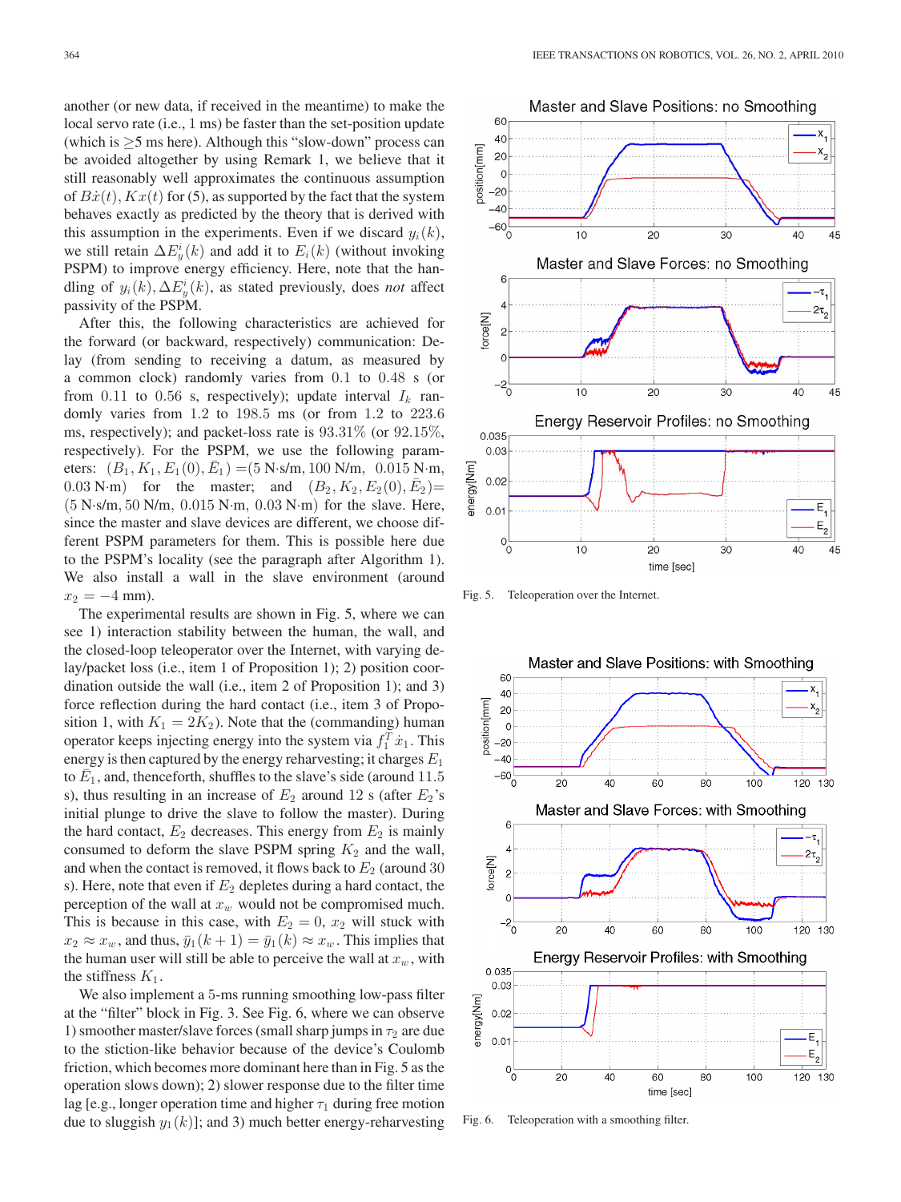another (or new data, if received in the meantime) to make the local servo rate (i.e., 1 ms) be faster than the set-position update (which is $\geq$5 ms here). Although this "slow-down" process can be avoided altogether by using Remark 1, we believe that it still reasonably well approximates the continuous assumption of $B\dot{x}(t), Kx(t)$ for (5), as supported by the fact that the system behaves exactly as predicted by the theory that is derived with this assumption in the experiments. Even if we discard $y_i(k)$, we still retain $\Delta E_y^i(k)$ and add it to $E_i(k)$ (without invoking PSPM) to improve energy efficiency. Here, note that the handling of $y_i(k), \Delta E_y^i(k)$, as stated previously, does *not* affect passivity of the PSPM.

After this, the following characteristics are achieved for the forward (or backward, respectively) communication: Delay (from sending to receiving a datum, as measured by a common clock) randomly varies from 0.1 to 0.48 s (or from 0.11 to 0.56 s, respectively); update interval $I_k$ randomly varies from 1.2 to 198.5 ms (or from 1.2 to 223.6 ms, respectively); and packet-loss rate is 93.31% (or 92.15%, respectively). For the PSPM, we use the following parameters: $(B_1, K_1, E_1(0), \bar{E}_1)$ =(5 N·s/m, 100 N/m, 0.015 N·m, 0.03 N·m) for the master; and $(B_2, K_2, E_2(0), \bar{E}_2)$= (5 N·s/m, 50 N/m, 0.015 N·m, 0.03 N·m) for the slave. Here, since the master and slave devices are different, we choose different PSPM parameters for them. This is possible here due to the PSPM's locality (see the paragraph after Algorithm 1). We also install a wall in the slave environment (around $x_2 = -4$ mm).

The experimental results are shown in Fig. 5, where we can see 1) interaction stability between the human, the wall, and the closed-loop teleoperator over the Internet, with varying delay/packet loss (i.e., item 1 of Proposition 1); 2) position coordination outside the wall (i.e., item 2 of Proposition 1); and 3) force reflection during the hard contact (i.e., item 3 of Proposition 1, with $K_1 = 2K_2$). Note that the (commanding) human operator keeps injecting energy into the system via $f_1^T \dot{x}_1$. This energy is then captured by the energy reharvesting; it charges $E_1$ to $\bar{E}_1$, and, thenceforth, shuffles to the slave's side (around 11.5 s), thus resulting in an increase of $E_2$ around 12 s (after $E_2$'s initial plunge to drive the slave to follow the master). During the hard contact, $E_2$ decreases. This energy from $E_2$ is mainly consumed to deform the slave PSPM spring $K_2$ and the wall, and when the contact is removed, it flows back to $E_2$ (around 30 s). Here, note that even if $E_2$ depletes during a hard contact, the perception of the wall at $x_w$ would not be compromised much. This is because in this case, with $E_2 = 0$, $x_2$ will stuck with $x_2 \approx x_w$, and thus, $\bar{y}_1(k+1) = \bar{y}_1(k) \approx x_w$. This implies that the human user will still be able to perceive the wall at $x_w$, with the stiffness $K_1$.

We also implement a 5-ms running smoothing low-pass filter at the "filter" block in Fig. 3. See Fig. 6, where we can observe 1) smoother master/slave forces (small sharp jumps in $\tau_2$ are due to the stiction-like behavior because of the device's Coulomb friction, which becomes more dominant here than in Fig. 5 as the operation slows down); 2) slower response due to the filter time lag [e.g., longer operation time and higher $\tau_1$ during free motion due to sluggish $y_1(k)$]; and 3) much better energy-reharvesting

Fig. 5. Teleoperation over the Internet.

Fig. 6. Teleoperation with a smoothing filter.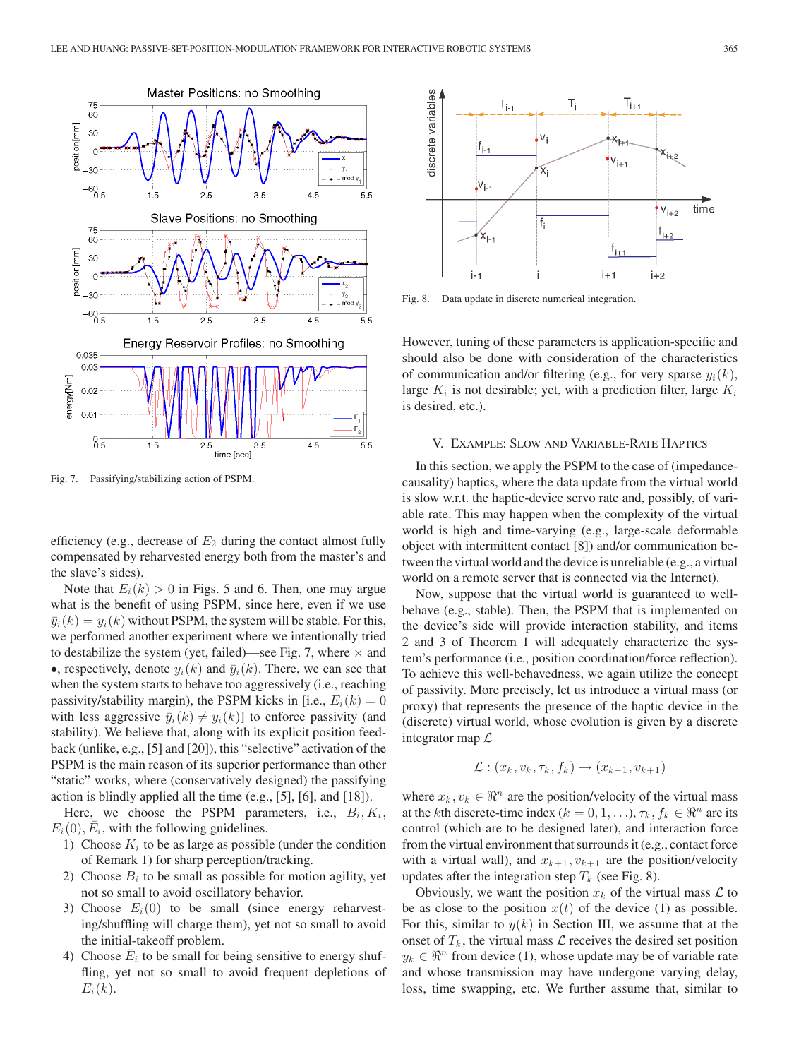Fig. 7. Passifying/stabilizing action of PSPM.

efficiency (e.g., decrease of $E_2$ during the contact almost fully compensated by reharvested energy both from the master's and the slave's sides).

Note that $E_i(k) > 0$ in Figs. 5 and 6. Then, one may argue what is the benefit of using PSPM, since here, even if we use $\bar{y}_i(k) = y_i(k)$ without PSPM, the system will be stable. For this, we performed another experiment where we intentionally tried to destabilize the system (yet, failed)—see Fig. 7, where $\times$ and $\bullet$, respectively, denote $y_i(k)$ and $\bar{y}_i(k)$. There, we can see that when the system starts to behave too aggressively (i.e., reaching passivity/stability margin), the PSPM kicks in [i.e., $E_i(k) = 0$ with less aggressive $\bar{y}_i(k) \neq y_i(k)$] to enforce passivity (and stability). We believe that, along with its explicit position feedback (unlike, e.g., [5] and [20]), this "selective" activation of the PSPM is the main reason of its superior performance than other "static" works, where (conservatively designed) the passifying action is blindly applied all the time (e.g., [5], [6], and [18]).

Here, we choose the PSPM parameters, i.e., $B_i$, $K_i$, $E_i(0)$, $\bar{E}_i$, with the following guidelines.

1) Choose $K_i$ to be as large as possible (under the condition of Remark 1) for sharp perception/tracking.
2) Choose $B_i$ to be small as possible for motion agility, yet not so small to avoid oscillatory behavior.
3) Choose $E_i(0)$ to be small (since energy reharvesting/shuffling will charge them), yet not so small to avoid the initial-takeoff problem.
4) Choose $\bar{E}_i$ to be small for being sensitive to energy shuffling, yet not so small to avoid frequent depletions of $E_i(k)$.

Fig. 8. Data update in discrete numerical integration.

However, tuning of these parameters is application-specific and should also be done with consideration of the characteristics of communication and/or filtering (e.g., for very sparse $y_i(k)$, large $K_i$ is not desirable; yet, with a prediction filter, large $K_i$ is desired, etc.).

## V. Example: Slow and Variable-Rate Haptics

In this section, we apply the PSPM to the case of (impedance-causality) haptics, where the data update from the virtual world is slow w.r.t. the haptic-device servo rate and, possibly, of variable rate. This may happen when the complexity of the virtual world is high and time-varying (e.g., large-scale deformable object with intermittent contact [8]) and/or communication between the virtual world and the device is unreliable (e.g., a virtual world on a remote server that is connected via the Internet).

Now, suppose that the virtual world is guaranteed to well-behave (e.g., stable). Then, the PSPM that is implemented on the device's side will provide interaction stability, and items 2 and 3 of Theorem 1 will adequately characterize the system's performance (i.e., position coordination/force reflection). To achieve this well-behavedness, we again utilize the concept of passivity. More precisely, let us introduce a virtual mass (or proxy) that represents the presence of the haptic device in the (discrete) virtual world, whose evolution is given by a discrete integrator map $\mathcal{L}$

$$\mathcal{L} : (x_k, v_k, \tau_k, f_k) \rightarrow (x_{k+1}, v_{k+1})$$

where $x_k, v_k \in \Re^n$ are the position/velocity of the virtual mass at the $k$th discrete-time index ($k = 0, 1, \ldots$), $\tau_k, f_k \in \Re^n$ are its control (which are to be designed later), and interaction force from the virtual environment that surrounds it (e.g., contact force with a virtual wall), and $x_{k+1}, v_{k+1}$ are the position/velocity updates after the integration step $T_k$ (see Fig. 8).

Obviously, we want the position $x_k$ of the virtual mass $\mathcal{L}$ to be as close to the position $x(t)$ of the device (1) as possible. For this, similar to $y(k)$ in Section III, we assume that at the onset of $T_k$, the virtual mass $\mathcal{L}$ receives the desired set position $y_k \in \Re^n$ from device (1), whose update may be of variable rate and whose transmission may have undergone varying delay, loss, time swapping, etc. We further assume that, similar to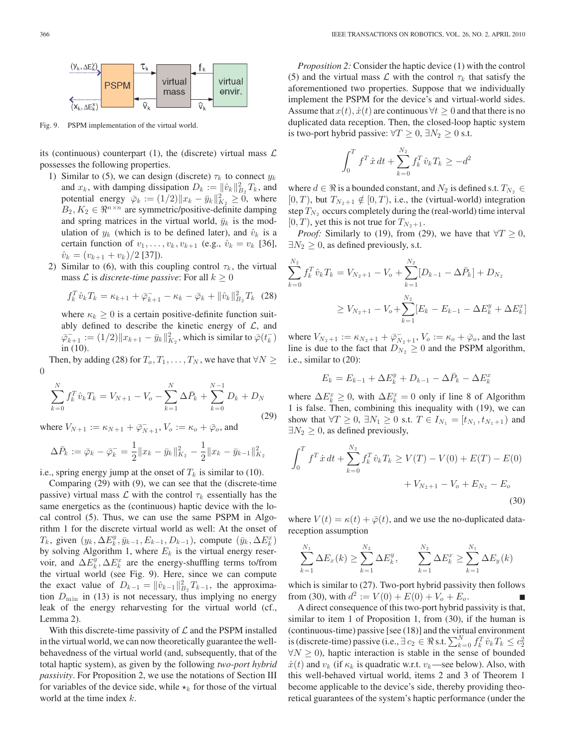Fig. 9. PSPM implementation of the virtual world.

its (continuous) counterpart (1), the (discrete) virtual mass $\mathcal{L}$ possesses the following properties.

1) Similar to (5), we can design (discrete) $\tau_k$ to connect $y_k$ and $x_k$, with damping dissipation $D_k := \|\hat{v}_k\|_{B_2}^2 T_k$, and potential energy $\bar{\varphi}_k := (1/2)\|x_k - \bar{y}_k\|_{K_2}^2 \geq 0$, where $B_2, K_2 \in \Re^{n\times n}$ are symmetric/positive-definite damping and spring matrices in the virtual world, $\bar{y}_k$ is the modulation of $y_k$ (which is to be defined later), and $\hat{v}_k$ is a certain function of $v_1, \ldots, v_k, v_{k+1}$ (e.g., $\hat{v}_k = v_k$ [36], $\hat{v}_k = (v_{k+1} + v_k)/2$ [37]).
2) Similar to (6), with this coupling control $\tau_k$, the virtual mass $\mathcal{L}$ is *discrete-time passive*: For all $k \geq 0$

$$f_k^T \hat{v}_k T_k = \kappa_{k+1} + \bar{\varphi}_{k+1}^- - \kappa_k - \bar{\varphi}_k + \|\hat{v}_k\|_{B_2}^2 T_k \quad (28)$$

where $\kappa_k \geq 0$ is a certain positive-definite function suitably defined to describe the kinetic energy of $\mathcal{L}$, and $\bar{\varphi}_{k+1}^- := (1/2)\|x_{k+1} - \bar{y}_k\|_{K_2}^2$, which is similar to $\bar{\varphi}(t_k^-)$ in (10).

Then, by adding (28) for $T_o, T_1, \ldots, T_N$, we have that $\forall N \geq 0$

$$\sum_{k=0}^{N} f_k^T \hat{v}_k T_k = V_{N+1} - V_o - \sum_{k=1}^{N} \Delta\bar{P}_k + \sum_{k=0}^{N-1} D_k + D_N \quad (29)$$

where $V_{N+1} := \kappa_{N+1} + \bar{\varphi}_{N+1}^-$, $V_o := \kappa_o + \bar{\varphi}_o$, and

$$\Delta\bar{P}_k := \bar{\varphi}_k - \bar{\varphi}_k^- = \frac{1}{2}\|x_k - \bar{y}_k\|_{K_2}^2 - \frac{1}{2}\|x_k - \bar{y}_{k-1}\|_{K_2}^2$$

i.e., spring energy jump at the onset of $T_k$ is similar to (10).

Comparing (29) with (9), we can see that the (discrete-time passive) virtual mass $\mathcal{L}$ with the control $\tau_k$ essentially has the same energetics as the (continuous) haptic device with the local control (5). Thus, we can use the same PSPM in Algorithm 1 for the discrete virtual world as well: At the onset of $T_k$, given $(y_k, \Delta E_k^y, \bar{y}_{k-1}, E_{k-1}, D_{k-1})$, compute $(\bar{y}_k, \Delta E_k^x)$ by solving Algorithm 1, where $E_k$ is the virtual energy reservoir, and $\Delta E_k^y, \Delta E_k^x$ are the energy-shuffling terms to/from the virtual world (see Fig. 9). Here, since we can compute the exact value of $D_{k-1} = \|\hat{v}_{k-1}\|_{B_2}^2 T_{k-1}$, the approximation $D_{\min}$ in (13) is not necessary, thus implying no energy leak of the energy reharvesting for the virtual world (cf., Lemma 2).

With this discrete-time passivity of $\mathcal{L}$ and the PSPM installed in the virtual world, we can now theoretically guarantee the well-behavedness of the virtual world (and, subsequently, that of the total haptic system), as given by the following *two-port hybrid passivity*. For Proposition 2, we use the notations of Section III for variables of the device side, while $\star_k$ for those of the virtual world at the time index $k$.

*Proposition 2:* Consider the haptic device (1) with the control (5) and the virtual mass $\mathcal{L}$ with the control $\tau_k$ that satisfy the aforementioned two properties. Suppose that we individually implement the PSPM for the device's and virtual-world sides. Assume that $x(t), \dot{x}(t)$ are continuous $\forall t \geq 0$ and that there is no duplicated data reception. Then, the closed-loop haptic system is two-port hybrid passive: $\forall T \geq 0$, $\exists N_2 \geq 0$ s.t.

$$\int_0^T f^T \dot{x}\, dt + \sum_{k=0}^{N_2} f_k^T \hat{v}_k T_k \geq -d^2$$

where $d \in \Re$ is a bounded constant, and $N_2$ is defined s.t. $T_{N_2} \in [0, T)$, but $T_{N_2+1} \notin [0, T)$, i.e., the (virtual-world) integration step $T_{N_2}$ occurs completely during the (real-world) time interval $[0, T)$, yet this is not true for $T_{N_2+1}$.

*Proof:* Similarly to (19), from (29), we have that $\forall T \geq 0$, $\exists N_2 \geq 0$, as defined previously, s.t.

$$\sum_{k=0}^{N_2} f_k^T \hat{v}_k T_k = V_{N_2+1} - V_o + \sum_{k=1}^{N_2}[D_{k-1} - \Delta\bar{P}_k] + D_{N_2}$$
$$\geq V_{N_2+1} - V_o + \sum_{k=1}^{N_2}[E_k - E_{k-1} - \Delta E_k^y + \Delta E_k^x]$$

where $V_{N_2+1} := \kappa_{N_2+1} + \bar{\varphi}_{N_2+1}^-$, $V_o := \kappa_o + \bar{\varphi}_o$, and the last line is due to the fact that $D_{N_2} \geq 0$ and the PSPM algorithm, i.e., similar to (20):

$$E_k = E_{k-1} + \Delta E_k^y + D_{k-1} - \Delta\bar{P}_k - \Delta E_k^x$$

where $\Delta E_k^x \geq 0$, with $\Delta E_k^x = 0$ only if line 8 of Algorithm 1 is false. Then, combining this inequality with (19), we can show that $\forall T \geq 0$, $\exists N_1 \geq 0$ s.t. $T \in I_{N_1} = [t_{N_1}, t_{N_1+1})$ and $\exists N_2 \geq 0$, as defined previously,

$$\int_0^T f^T \dot{x}\, dt + \sum_{k=0}^{N_2} f_k^T \hat{v}_k T_k \geq V(T) - V(0) + E(T) - E(0)$$
$$+ V_{N_2+1} - V_o + E_{N_2} - E_o \quad (30)$$

where $V(t) = \kappa(t) + \bar{\varphi}(t)$, and we use the no-duplicated data-reception assumption

$$\sum_{k=1}^{N_1} \Delta E_x(k) \geq \sum_{k=1}^{N_2} \Delta E_k^y, \qquad \sum_{k=1}^{N_2} \Delta E_k^x \geq \sum_{k=1}^{N_1} \Delta E_y(k)$$

which is similar to (27). Two-port hybrid passivity then follows from (30), with $d^2 := V(0) + E(0) + V_o + E_o$. ∎

A direct consequence of this two-port hybrid passivity is that, similar to item 1 of Proposition 1, from (30), if the human is (continuous-time) passive [see (18)] and the virtual environment is (discrete-time) passive (i.e., $\exists c_2 \in \Re$ s.t. $\sum_{k=0}^{N} f_k^T \hat{v}_k T_k \leq c_2^2$ $\forall N \geq 0$), haptic interaction is stable in the sense of bounded $\dot{x}(t)$ and $v_k$ (if $\kappa_k$ is quadratic w.r.t. $v_k$—see below). Also, with this well-behaved virtual world, items 2 and 3 of Theorem 1 become applicable to the device's side, thereby providing theoretical guarantees of the system's haptic performance (under the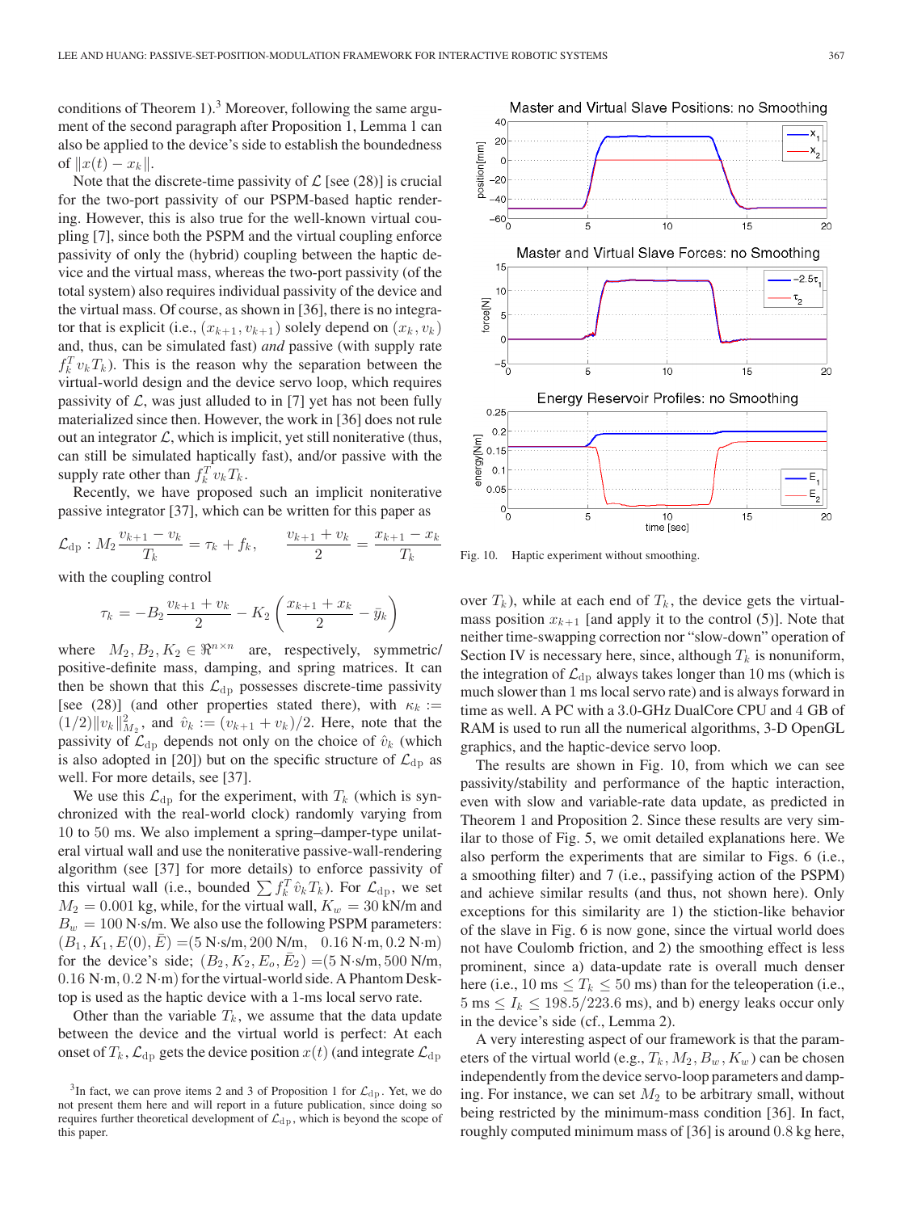conditions of Theorem 1).[3] Moreover, following the same argument of the second paragraph after Proposition 1, Lemma 1 can also be applied to the device's side to establish the boundedness of $\|x(t) - x_k\|$.

Note that the discrete-time passivity of $\mathcal{L}$ [see (28)] is crucial for the two-port passivity of our PSPM-based haptic rendering. However, this is also true for the well-known virtual coupling [7], since both the PSPM and the virtual coupling enforce passivity of only the (hybrid) coupling between the haptic device and the virtual mass, whereas the two-port passivity (of the total system) also requires individual passivity of the device and the virtual mass. Of course, as shown in [36], there is no integrator that is explicit (i.e., $(x_{k+1}, v_{k+1})$ solely depend on $(x_k, v_k)$ and, thus, can be simulated fast) *and* passive (with supply rate $f_k^T v_k T_k$). This is the reason why the separation between the virtual-world design and the device servo loop, which requires passivity of $\mathcal{L}$, was just alluded to in [7] yet has not been fully materialized since then. However, the work in [36] does not rule out an integrator $\mathcal{L}$, which is implicit, yet still noniterative (thus, can still be simulated haptically fast), and/or passive with the supply rate other than $f_k^T v_k T_k$.

Recently, we have proposed such an implicit noniterative passive integrator [37], which can be written for this paper as

$$\mathcal{L}_{\rm dp} : M_2 \frac{v_{k+1} - v_k}{T_k} = \tau_k + f_k, \qquad \frac{v_{k+1} + v_k}{2} = \frac{x_{k+1} - x_k}{T_k}$$

with the coupling control

$$\tau_k = -B_2 \frac{v_{k+1} + v_k}{2} - K_2 \left( \frac{x_{k+1} + x_k}{2} - \bar{y}_k \right)$$

where $M_2, B_2, K_2 \in \Re^{n \times n}$ are, respectively, symmetric/positive-definite mass, damping, and spring matrices. It can then be shown that this $\mathcal{L}_{\rm dp}$ possesses discrete-time passivity [see (28)] (and other properties stated there), with $\kappa_k := (1/2)\|v_k\|_{M_2}^2$, and $\hat{v}_k := (v_{k+1} + v_k)/2$. Here, note that the passivity of $\mathcal{L}_{\rm dp}$ depends not only on the choice of $\hat{v}_k$ (which is also adopted in [20]) but on the specific structure of $\mathcal{L}_{\rm dp}$ as well. For more details, see [37].

We use this $\mathcal{L}_{\rm dp}$ for the experiment, with $T_k$ (which is synchronized with the real-world clock) randomly varying from 10 to 50 ms. We also implement a spring–damper-type unilateral virtual wall and use the noniterative passive-wall-rendering algorithm (see [37] for more details) to enforce passivity of this virtual wall (i.e., bounded $\sum f_k^T \hat{v}_k T_k$). For $\mathcal{L}_{\rm dp}$, we set $M_2 = 0.001$ kg, while, for the virtual wall, $K_w = 30$ kN/m and $B_w = 100$ N·s/m. We also use the following PSPM parameters: $(B_1, K_1, E(0), \bar{E}) =$(5 N·s/m, 200 N/m, 0.16 N·m, 0.2 N·m) for the device's side; $(B_2, K_2, E_o, \bar{E}_2) =$(5 N·s/m, 500 N/m, 0.16 N·m, 0.2 N·m) for the virtual-world side. A Phantom Desktop is used as the haptic device with a 1-ms local servo rate.

Other than the variable $T_k$, we assume that the data update between the device and the virtual world is perfect: At each onset of $T_k$, $\mathcal{L}_{\rm dp}$ gets the device position $x(t)$ (and integrate $\mathcal{L}_{\rm dp}$ over $T_k$), while at each end of $T_k$, the device gets the virtual-mass position $x_{k+1}$ [and apply it to the control (5)]. Note that neither time-swapping correction nor "slow-down" operation of Section IV is necessary here, since, although $T_k$ is nonuniform, the integration of $\mathcal{L}_{\rm dp}$ always takes longer than 10 ms (which is much slower than 1 ms local servo rate) and is always forward in time as well. A PC with a 3.0-GHz DualCore CPU and 4 GB of RAM is used to run all the numerical algorithms, 3-D OpenGL graphics, and the haptic-device servo loop.

Fig. 10. Haptic experiment without smoothing.

The results are shown in Fig. 10, from which we can see passivity/stability and performance of the haptic interaction, even with slow and variable-rate data update, as predicted in Theorem 1 and Proposition 2. Since these results are very similar to those of Fig. 5, we omit detailed explanations here. We also perform the experiments that are similar to Figs. 6 (i.e., a smoothing filter) and 7 (i.e., passifying action of the PSPM) and achieve similar results (and thus, not shown here). Only exceptions for this similarity are 1) the stiction-like behavior of the slave in Fig. 6 is now gone, since the virtual world does not have Coulomb friction, and 2) the smoothing effect is less prominent, since a) data-update rate is overall much denser here (i.e., 10 ms $\leq T_k \leq$ 50 ms) than for the teleoperation (i.e., 5 ms $\leq I_k \leq$ 198.5/223.6 ms), and b) energy leaks occur only in the device's side (cf., Lemma 2).

A very interesting aspect of our framework is that the parameters of the virtual world (e.g., $T_k, M_2, B_w, K_w$) can be chosen independently from the device servo-loop parameters and damping. For instance, we can set $M_2$ to be arbitrary small, without being restricted by the minimum-mass condition [36]. In fact, roughly computed minimum mass of [36] is around 0.8 kg here,

[3] In fact, we can prove items 2 and 3 of Proposition 1 for $\mathcal{L}_{\rm dp}$. Yet, we do not present them here and will report in a future publication, since doing so requires further theoretical development of $\mathcal{L}_{\rm dp}$, which is beyond the scope of this paper.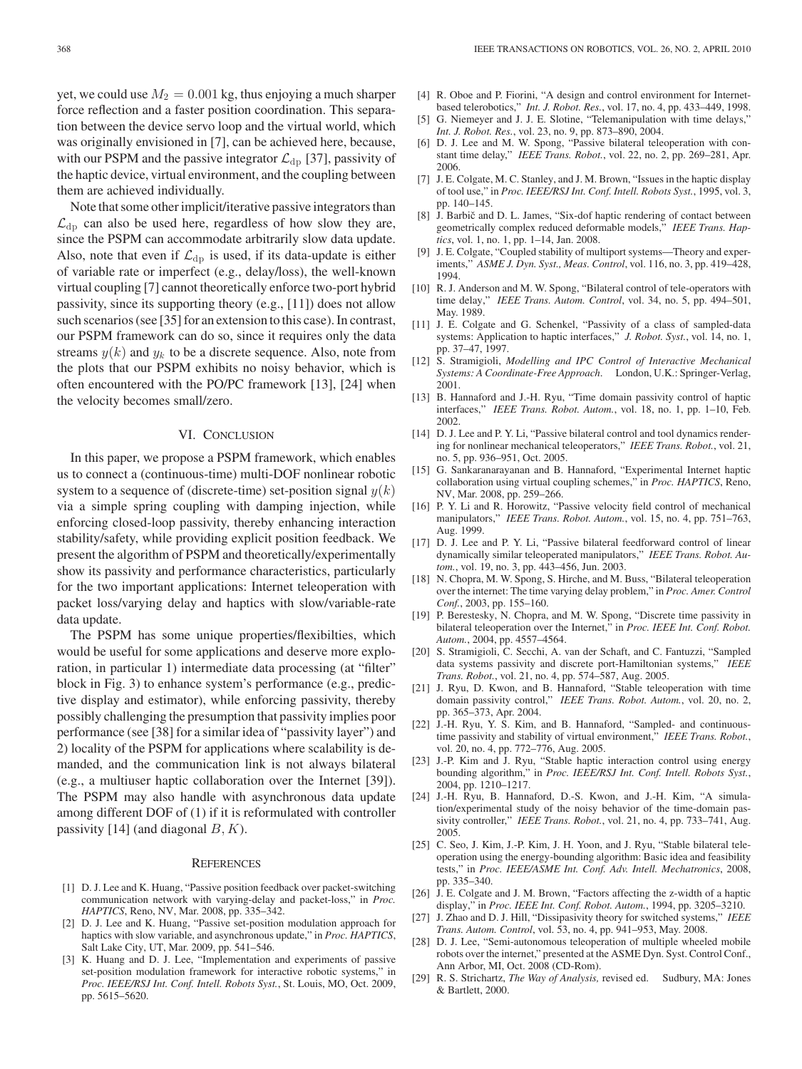yet, we could use $M_2 = 0.001$ kg, thus enjoying a much sharper force reflection and a faster position coordination. This separation between the device servo loop and the virtual world, which was originally envisioned in [7], can be achieved here, because, with our PSPM and the passive integrator $\mathcal{L}_{\rm dp}$ [37], passivity of the haptic device, virtual environment, and the coupling between them are achieved individually.

Note that some other implicit/iterative passive integrators than $\mathcal{L}_{\rm dp}$ can also be used here, regardless of how slow they are, since the PSPM can accommodate arbitrarily slow data update. Also, note that even if $\mathcal{L}_{\rm dp}$ is used, if its data-update is either of variable rate or imperfect (e.g., delay/loss), the well-known virtual coupling [7] cannot theoretically enforce two-port hybrid passivity, since its supporting theory (e.g., [11]) does not allow such scenarios (see [35] for an extension to this case). In contrast, our PSPM framework can do so, since it requires only the data streams $y(k)$ and $y_k$ to be a discrete sequence. Also, note from the plots that our PSPM exhibits no noisy behavior, which is often encountered with the PO/PC framework [13], [24] when the velocity becomes small/zero.

## VI. Conclusion

In this paper, we propose a PSPM framework, which enables us to connect a (continuous-time) multi-DOF nonlinear robotic system to a sequence of (discrete-time) set-position signal $y(k)$ via a simple spring coupling with damping injection, while enforcing closed-loop passivity, thereby enhancing interaction stability/safety, while providing explicit position feedback. We present the algorithm of PSPM and theoretically/experimentally show its passivity and performance characteristics, particularly for the two important applications: Internet teleoperation with packet loss/varying delay and haptics with slow/variable-rate data update.

The PSPM has some unique properties/flexibilties, which would be useful for some applications and deserve more exploration, in particular 1) intermediate data processing (at "filter" block in Fig. 3) to enhance system's performance (e.g., predictive display and estimator), while enforcing passivity, thereby possibly challenging the presumption that passivity implies poor performance (see [38] for a similar idea of "passivity layer") and 2) locality of the PSPM for applications where scalability is demanded, and the communication link is not always bilateral (e.g., a multiuser haptic collaboration over the Internet [39]). The PSPM may also handle with asynchronous data update among different DOF of (1) if it is reformulated with controller passivity [14] (and diagonal $B, K$).

## References

[1] D. J. Lee and K. Huang, "Passive position feedback over packet-switching communication network with varying-delay and packet-loss," in *Proc. HAPTICS*, Reno, NV, Mar. 2008, pp. 335–342.

[2] D. J. Lee and K. Huang, "Passive set-position modulation approach for haptics with slow variable, and asynchronous update," in *Proc. HAPTICS*, Salt Lake City, UT, Mar. 2009, pp. 541–546.

[3] K. Huang and D. J. Lee, "Implementation and experiments of passive set-position modulation framework for interactive robotic systems," in *Proc. IEEE/RSJ Int. Conf. Intell. Robots Syst.*, St. Louis, MO, Oct. 2009, pp. 5615–5620.

[4] R. Oboe and P. Fiorini, "A design and control environment for Internet-based telerobotics," *Int. J. Robot. Res.*, vol. 17, no. 4, pp. 433–449, 1998.

[5] G. Niemeyer and J. J. E. Slotine, "Telemanipulation with time delays," *Int. J. Robot. Res.*, vol. 23, no. 9, pp. 873–890, 2004.

[6] D. J. Lee and M. W. Spong, "Passive bilateral teleoperation with constant time delay," *IEEE Trans. Robot.*, vol. 22, no. 2, pp. 269–281, Apr. 2006.

[7] J. E. Colgate, M. C. Stanley, and J. M. Brown, "Issues in the haptic display of tool use," in *Proc. IEEE/RSJ Int. Conf. Intell. Robots Syst.*, 1995, vol. 3, pp. 140–145.

[8] J. Barbič and D. L. James, "Six-dof haptic rendering of contact between geometrically complex reduced deformable models," *IEEE Trans. Haptics*, vol. 1, no. 1, pp. 1–14, Jan. 2008.

[9] J. E. Colgate, "Coupled stability of multiport systems—Theory and experiments," *ASME J. Dyn. Syst., Meas. Control*, vol. 116, no. 3, pp. 419–428, 1994.

[10] R. J. Anderson and M. W. Spong, "Bilateral control of tele-operators with time delay," *IEEE Trans. Autom. Control*, vol. 34, no. 5, pp. 494–501, May. 1989.

[11] J. E. Colgate and G. Schenkel, "Passivity of a class of sampled-data systems: Application to haptic interfaces," *J. Robot. Syst.*, vol. 14, no. 1, pp. 37–47, 1997.

[12] S. Stramigioli, *Modelling and IPC Control of Interactive Mechanical Systems: A Coordinate-Free Approach*. London, U.K.: Springer-Verlag, 2001.

[13] B. Hannaford and J.-H. Ryu, "Time domain passivity control of haptic interfaces," *IEEE Trans. Robot. Autom.*, vol. 18, no. 1, pp. 1–10, Feb. 2002.

[14] D. J. Lee and P. Y. Li, "Passive bilateral control and tool dynamics rendering for nonlinear mechanical teleoperators," *IEEE Trans. Robot.*, vol. 21, no. 5, pp. 936–951, Oct. 2005.

[15] G. Sankaranarayanan and B. Hannaford, "Experimental Internet haptic collaboration using virtual coupling schemes," in *Proc. HAPTICS*, Reno, NV, Mar. 2008, pp. 259–266.

[16] P. Y. Li and R. Horowitz, "Passive velocity field control of mechanical manipulators," *IEEE Trans. Robot. Autom.*, vol. 15, no. 4, pp. 751–763, Aug. 1999.

[17] D. J. Lee and P. Y. Li, "Passive bilateral feedforward control of linear dynamically similar teleoperated manipulators," *IEEE Trans. Robot. Autom.*, vol. 19, no. 3, pp. 443–456, Jun. 2003.

[18] N. Chopra, M. W. Spong, S. Hirche, and M. Buss, "Bilateral teleoperation over the internet: The time varying delay problem," in *Proc. Amer. Control Conf.*, 2003, pp. 155–160.

[19] P. Berestesky, N. Chopra, and M. W. Spong, "Discrete time passivity in bilateral teleoperation over the Internet," in *Proc. IEEE Int. Conf. Robot. Autom.*, 2004, pp. 4557–4564.

[20] S. Stramigioli, C. Secchi, A. van der Schaft, and C. Fantuzzi, "Sampled data systems passivity and discrete port-Hamiltonian systems," *IEEE Trans. Robot.*, vol. 21, no. 4, pp. 574–587, Aug. 2005.

[21] J. Ryu, D. Kwon, and B. Hannaford, "Stable teleoperation with time domain passivity control," *IEEE Trans. Robot. Autom.*, vol. 20, no. 2, pp. 365–373, Apr. 2004.

[22] J.-H. Ryu, Y. S. Kim, and B. Hannaford, "Sampled- and continuous-time passivity and stability of virtual environment," *IEEE Trans. Robot.*, vol. 20, no. 4, pp. 772–776, Aug. 2005.

[23] J.-P. Kim and J. Ryu, "Stable haptic interaction control using energy bounding algorithm," in *Proc. IEEE/RSJ Int. Conf. Intell. Robots Syst.*, 2004, pp. 1210–1217.

[24] J.-H. Ryu, B. Hannaford, D.-S. Kwon, and J.-H. Kim, "A simulation/experimental study of the noisy behavior of the time-domain passivity controller," *IEEE Trans. Robot.*, vol. 21, no. 4, pp. 733–741, Aug. 2005.

[25] C. Seo, J. Kim, J.-P. Kim, J. H. Yoon, and J. Ryu, "Stable bilateral teleoperation using the energy-bounding algorithm: Basic idea and feasibility tests," in *Proc. IEEE/ASME Int. Conf. Adv. Intell. Mechatronics*, 2008, pp. 335–340.

[26] J. E. Colgate and J. M. Brown, "Factors affecting the z-width of a haptic display," in *Proc. IEEE Int. Conf. Robot. Autom.*, 1994, pp. 3205–3210.

[27] J. Zhao and D. J. Hill, "Dissipasivity theory for switched systems," *IEEE Trans. Autom. Control*, vol. 53, no. 4, pp. 941–953, May. 2008.

[28] D. J. Lee, "Semi-autonomous teleoperation of multiple wheeled mobile robots over the internet," presented at the ASME Dyn. Syst. Control Conf., Ann Arbor, MI, Oct. 2008 (CD-Rom).

[29] R. S. Strichartz, *The Way of Analysis,* revised ed. Sudbury, MA: Jones & Bartlett, 2000.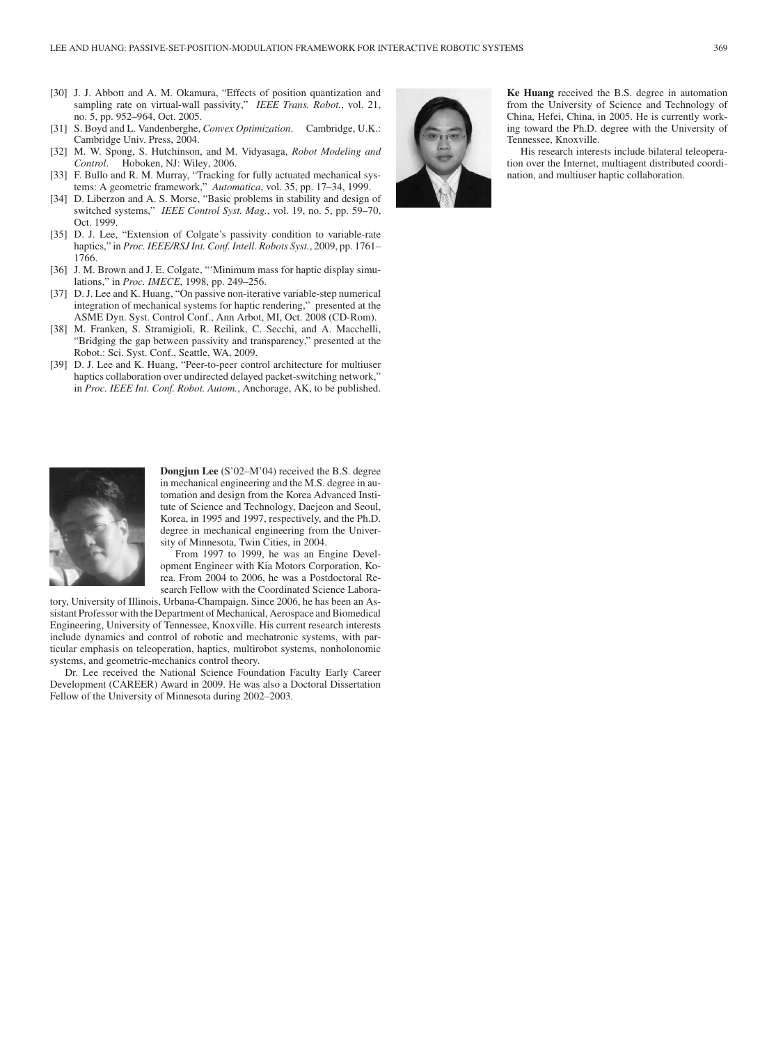[30] J. J. Abbott and A. M. Okamura, "Effects of position quantization and sampling rate on virtual-wall passivity," *IEEE Trans. Robot.*, vol. 21, no. 5, pp. 952–964, Oct. 2005.

[31] S. Boyd and L. Vandenberghe, *Convex Optimization*. Cambridge, U.K.: Cambridge Univ. Press, 2004.

[32] M. W. Spong, S. Hutchinson, and M. Vidyasaga, *Robot Modeling and Control*. Hoboken, NJ: Wiley, 2006.

[33] F. Bullo and R. M. Murray, "Tracking for fully actuated mechanical systems: A geometric framework," *Automatica*, vol. 35, pp. 17–34, 1999.

[34] D. Liberzon and A. S. Morse, "Basic problems in stability and design of switched systems," *IEEE Control Syst. Mag.*, vol. 19, no. 5, pp. 59–70, Oct. 1999.

[35] D. J. Lee, "Extension of Colgate's passivity condition to variable-rate haptics," in *Proc. IEEE/RSJ Int. Conf. Intell. Robots Syst.*, 2009, pp. 1761–1766.

[36] J. M. Brown and J. E. Colgate, "'Minimum mass for haptic display simulations," in *Proc. IMECE*, 1998, pp. 249–256.

[37] D. J. Lee and K. Huang, "On passive non-iterative variable-step numerical integration of mechanical systems for haptic rendering," presented at the ASME Dyn. Syst. Control Conf., Ann Arbot, MI, Oct. 2008 (CD-Rom).

[38] M. Franken, S. Stramigioli, R. Reilink, C. Secchi, and A. Macchelli, "Bridging the gap between passivity and transparency," presented at the Robot.: Sci. Syst. Conf., Seattle, WA, 2009.

[39] D. J. Lee and K. Huang, "Peer-to-peer control architecture for multiuser haptics collaboration over undirected delayed packet-switching network," in *Proc. IEEE Int. Conf. Robot. Autom.*, Anchorage, AK, to be published.

**Dongjun Lee** (S'02–M'04) received the B.S. degree in mechanical engineering and the M.S. degree in automation and design from the Korea Advanced Institute of Science and Technology, Daejeon and Seoul, Korea, in 1995 and 1997, respectively, and the Ph.D. degree in mechanical engineering from the University of Minnesota, Twin Cities, in 2004.

From 1997 to 1999, he was an Engine Development Engineer with Kia Motors Corporation, Korea. From 2004 to 2006, he was a Postdoctoral Research Fellow with the Coordinated Science Laboratory, University of Illinois, Urbana-Champaign. Since 2006, he has been an Assistant Professor with the Department of Mechanical, Aerospace and Biomedical Engineering, University of Tennessee, Knoxville. His current research interests include dynamics and control of robotic and mechatronic systems, with particular emphasis on teleoperation, haptics, multirobot systems, nonholonomic systems, and geometric-mechanics control theory.

Dr. Lee received the National Science Foundation Faculty Early Career Development (CAREER) Award in 2009. He was also a Doctoral Dissertation Fellow of the University of Minnesota during 2002–2003.

**Ke Huang** received the B.S. degree in automation from the University of Science and Technology of China, Hefei, China, in 2005. He is currently working toward the Ph.D. degree with the University of Tennessee, Knoxville.

His research interests include bilateral teleoperation over the Internet, multiagent distributed coordination, and multiuser haptic collaboration.